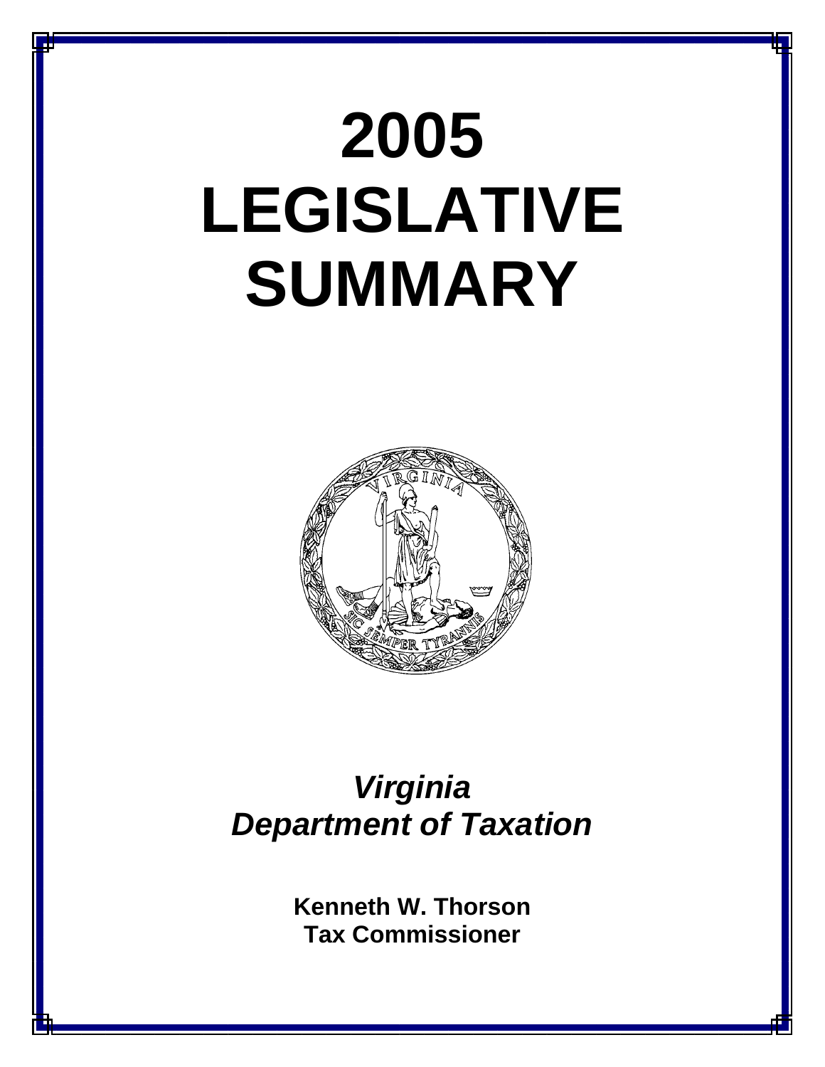# 2005 LEGISLATIVE SUMMARY

***Virginia Department of Taxation***

**Kenneth W. Thorson**
**Tax Commissioner**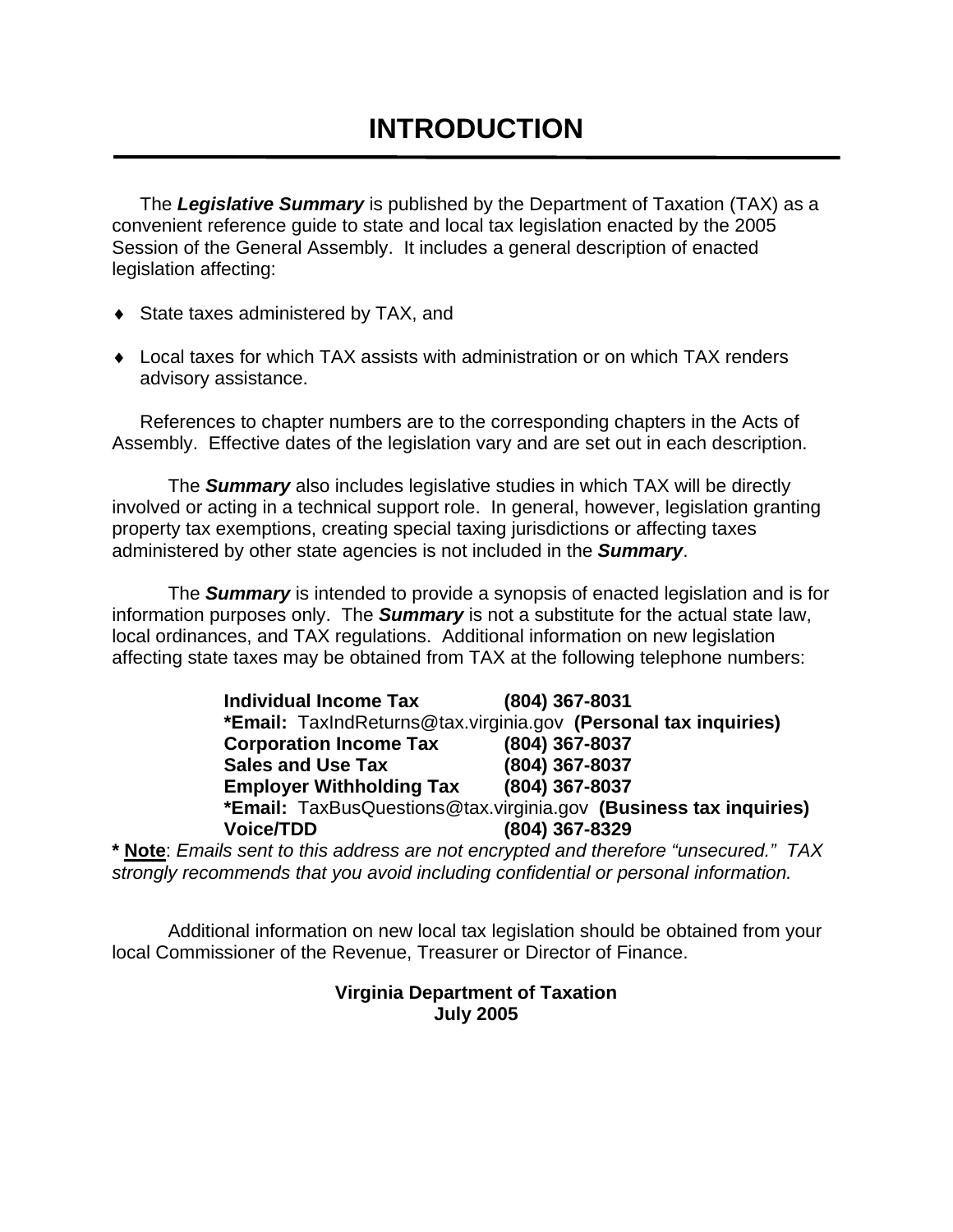# INTRODUCTION

The ***Legislative Summary*** is published by the Department of Taxation (TAX) as a convenient reference guide to state and local tax legislation enacted by the 2005 Session of the General Assembly. It includes a general description of enacted legislation affecting:

- State taxes administered by TAX, and
- Local taxes for which TAX assists with administration or on which TAX renders advisory assistance.

References to chapter numbers are to the corresponding chapters in the Acts of Assembly. Effective dates of the legislation vary and are set out in each description.

The ***Summary*** also includes legislative studies in which TAX will be directly involved or acting in a technical support role. In general, however, legislation granting property tax exemptions, creating special taxing jurisdictions or affecting taxes administered by other state agencies is not included in the ***Summary***.

The ***Summary*** is intended to provide a synopsis of enacted legislation and is for information purposes only. The ***Summary*** is not a substitute for the actual state law, local ordinances, and TAX regulations. Additional information on new legislation affecting state taxes may be obtained from TAX at the following telephone numbers:

**Individual Income Tax** **(804) 367-8031**
***Email:** TaxIndReturns@tax.virginia.gov **(Personal tax inquiries)**
**Corporation Income Tax** **(804) 367-8037**
**Sales and Use Tax** **(804) 367-8037**
**Employer Withholding Tax** **(804) 367-8037**
***Email:** TaxBusQuestions@tax.virginia.gov **(Business tax inquiries)**
**Voice/TDD** **(804) 367-8329**

**\* Note**: *Emails sent to this address are not encrypted and therefore "unsecured." TAX strongly recommends that you avoid including confidential or personal information.*

Additional information on new local tax legislation should be obtained from your local Commissioner of the Revenue, Treasurer or Director of Finance.

**Virginia Department of Taxation**
**July 2005**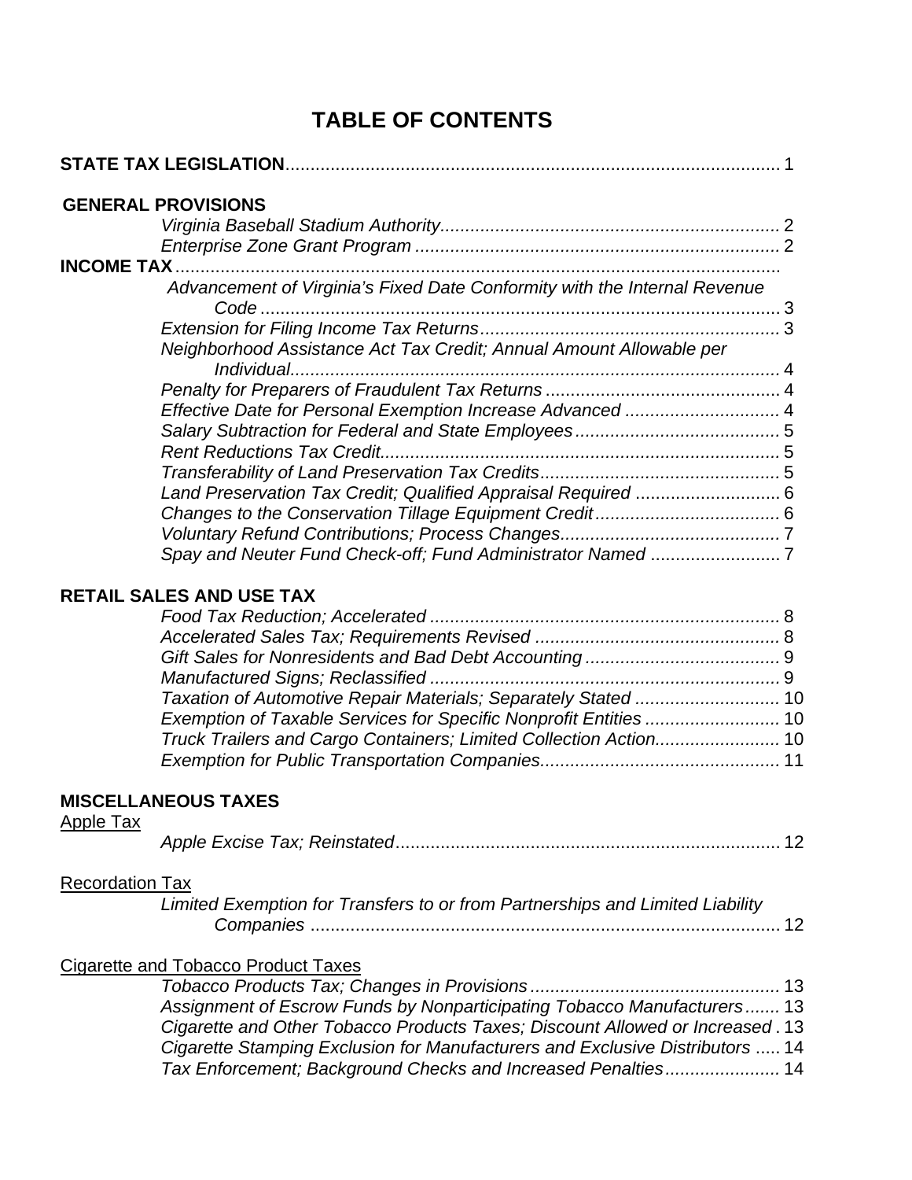# TABLE OF CONTENTS

**STATE TAX LEGISLATION** .......... 1

**GENERAL PROVISIONS**

*Virginia Baseball Stadium Authority* .......... 2
*Enterprise Zone Grant Program* .......... 2

**INCOME TAX** ..........

*Advancement of Virginia's Fixed Date Conformity with the Internal Revenue Code* .......... 3
*Extension for Filing Income Tax Returns* .......... 3
*Neighborhood Assistance Act Tax Credit; Annual Amount Allowable per Individual* .......... 4
*Penalty for Preparers of Fraudulent Tax Returns* .......... 4
*Effective Date for Personal Exemption Increase Advanced* .......... 4
*Salary Subtraction for Federal and State Employees* .......... 5
*Rent Reductions Tax Credit* .......... 5
*Transferability of Land Preservation Tax Credits* .......... 5
*Land Preservation Tax Credit; Qualified Appraisal Required* .......... 6
*Changes to the Conservation Tillage Equipment Credit* .......... 6
*Voluntary Refund Contributions; Process Changes* .......... 7
*Spay and Neuter Fund Check-off; Fund Administrator Named* .......... 7

**RETAIL SALES AND USE TAX**

*Food Tax Reduction; Accelerated* .......... 8
*Accelerated Sales Tax; Requirements Revised* .......... 8
*Gift Sales for Nonresidents and Bad Debt Accounting* .......... 9
*Manufactured Signs; Reclassified* .......... 9
*Taxation of Automotive Repair Materials; Separately Stated* .......... 10
*Exemption of Taxable Services for Specific Nonprofit Entities* .......... 10
*Truck Trailers and Cargo Containers; Limited Collection Action* .......... 10
*Exemption for Public Transportation Companies* .......... 11

**MISCELLANEOUS TAXES**

Apple Tax

*Apple Excise Tax; Reinstated* .......... 12

Recordation Tax

*Limited Exemption for Transfers to or from Partnerships and Limited Liability Companies* .......... 12

Cigarette and Tobacco Product Taxes

*Tobacco Products Tax; Changes in Provisions* .......... 13
*Assignment of Escrow Funds by Nonparticipating Tobacco Manufacturers* .......... 13
*Cigarette and Other Tobacco Products Taxes; Discount Allowed or Increased* .......... 13
*Cigarette Stamping Exclusion for Manufacturers and Exclusive Distributors* .......... 14
*Tax Enforcement; Background Checks and Increased Penalties* .......... 14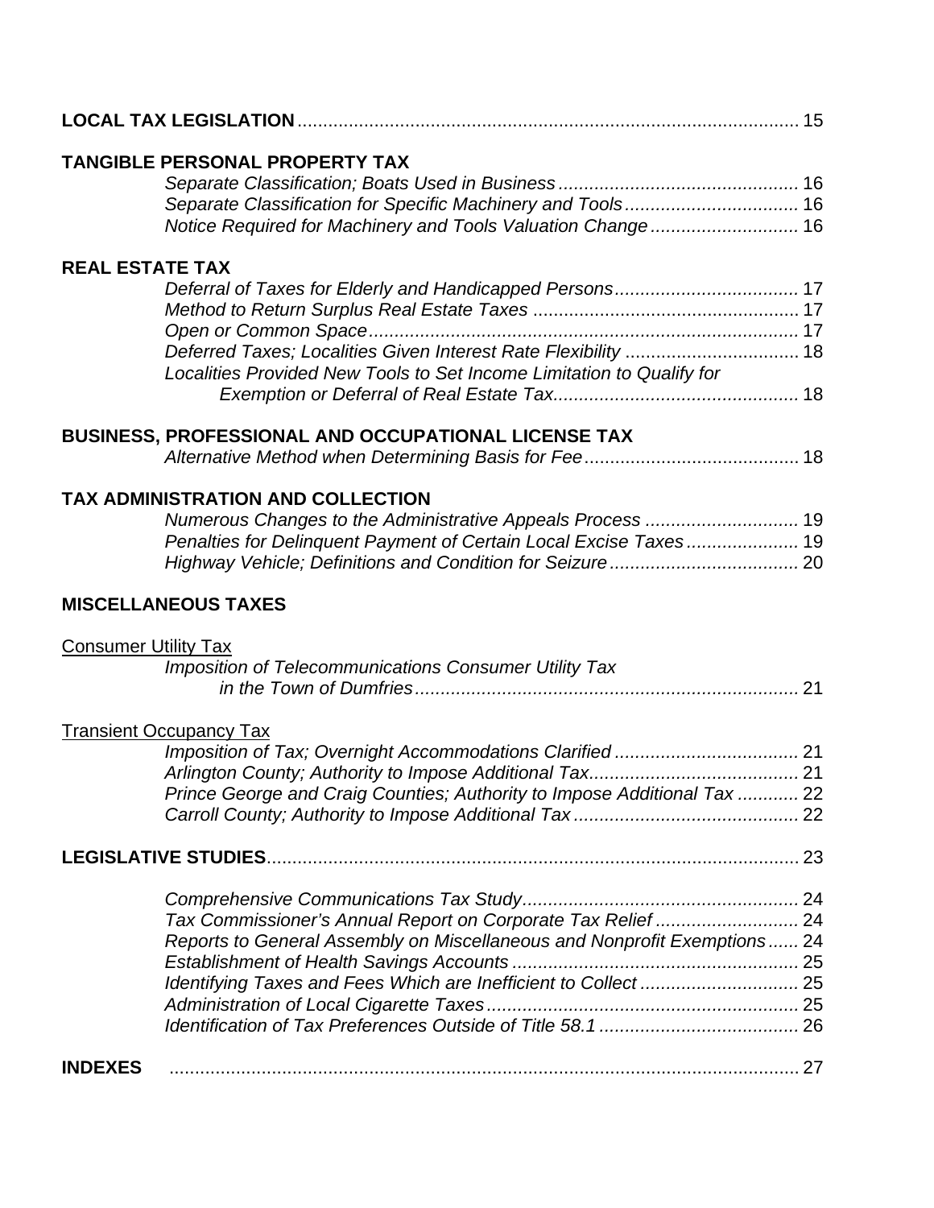**LOCAL TAX LEGISLATION** .................................................................................................... 15

**TANGIBLE PERSONAL PROPERTY TAX**

*Separate Classification; Boats Used in Business* ............................................... 16
*Separate Classification for Specific Machinery and Tools* .................................. 16
*Notice Required for Machinery and Tools Valuation Change* ............................. 16

**REAL ESTATE TAX**

*Deferral of Taxes for Elderly and Handicapped Persons* .................................... 17
*Method to Return Surplus Real Estate Taxes* .................................................... 17
*Open or Common Space* .................................................................................... 17
*Deferred Taxes; Localities Given Interest Rate Flexibility* .................................. 18
*Localities Provided New Tools to Set Income Limitation to Qualify for Exemption or Deferral of Real Estate Tax* ............................................... 18

**BUSINESS, PROFESSIONAL AND OCCUPATIONAL LICENSE TAX**

*Alternative Method when Determining Basis for Fee* .......................................... 18

**TAX ADMINISTRATION AND COLLECTION**

*Numerous Changes to the Administrative Appeals Process* .............................. 19
*Penalties for Delinquent Payment of Certain Local Excise Taxes* ...................... 19
*Highway Vehicle; Definitions and Condition for Seizure* ..................................... 20

**MISCELLANEOUS TAXES**

<u>Consumer Utility Tax</u>

*Imposition of Telecommunications Consumer Utility Tax in the Town of Dumfries* ........................................................................... 21

<u>Transient Occupancy Tax</u>

*Imposition of Tax; Overnight Accommodations Clarified* .................................... 21
*Arlington County; Authority to Impose Additional Tax* ......................................... 21
*Prince George and Craig Counties; Authority to Impose Additional Tax* ............ 22
*Carroll County; Authority to Impose Additional Tax* ............................................ 22

**LEGISLATIVE STUDIES** ....................................................................................................... 23

*Comprehensive Communications Tax Study* ...................................................... 24
*Tax Commissioner's Annual Report on Corporate Tax Relief* ............................ 24
*Reports to General Assembly on Miscellaneous and Nonprofit Exemptions* ...... 24
*Establishment of Health Savings Accounts* ........................................................ 25
*Identifying Taxes and Fees Which are Inefficient to Collect* ............................... 25
*Administration of Local Cigarette Taxes* ............................................................ 25
*Identification of Tax Preferences Outside of Title 58.1* ....................................... 26

**INDEXES** ............................................................................................................................ 27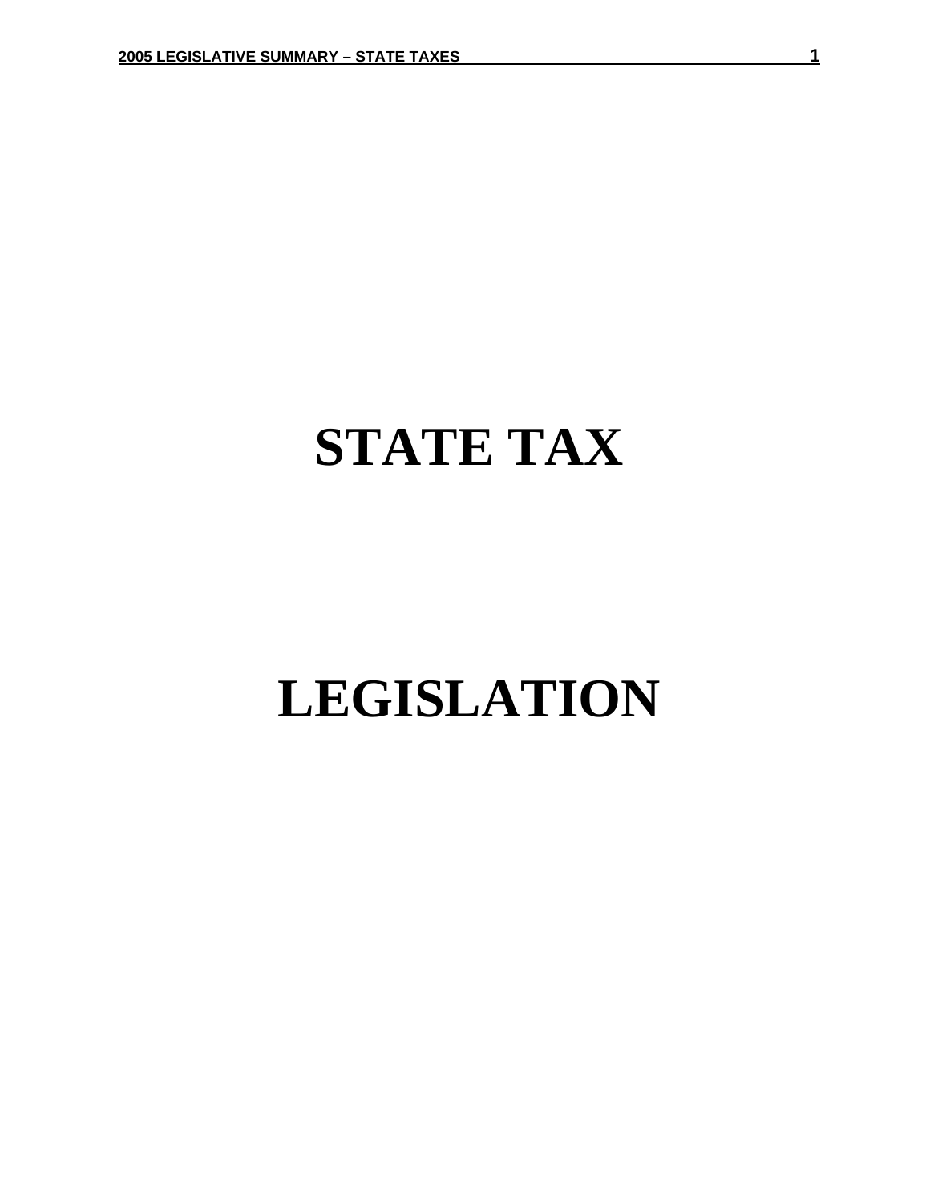# STATE TAX

# LEGISLATION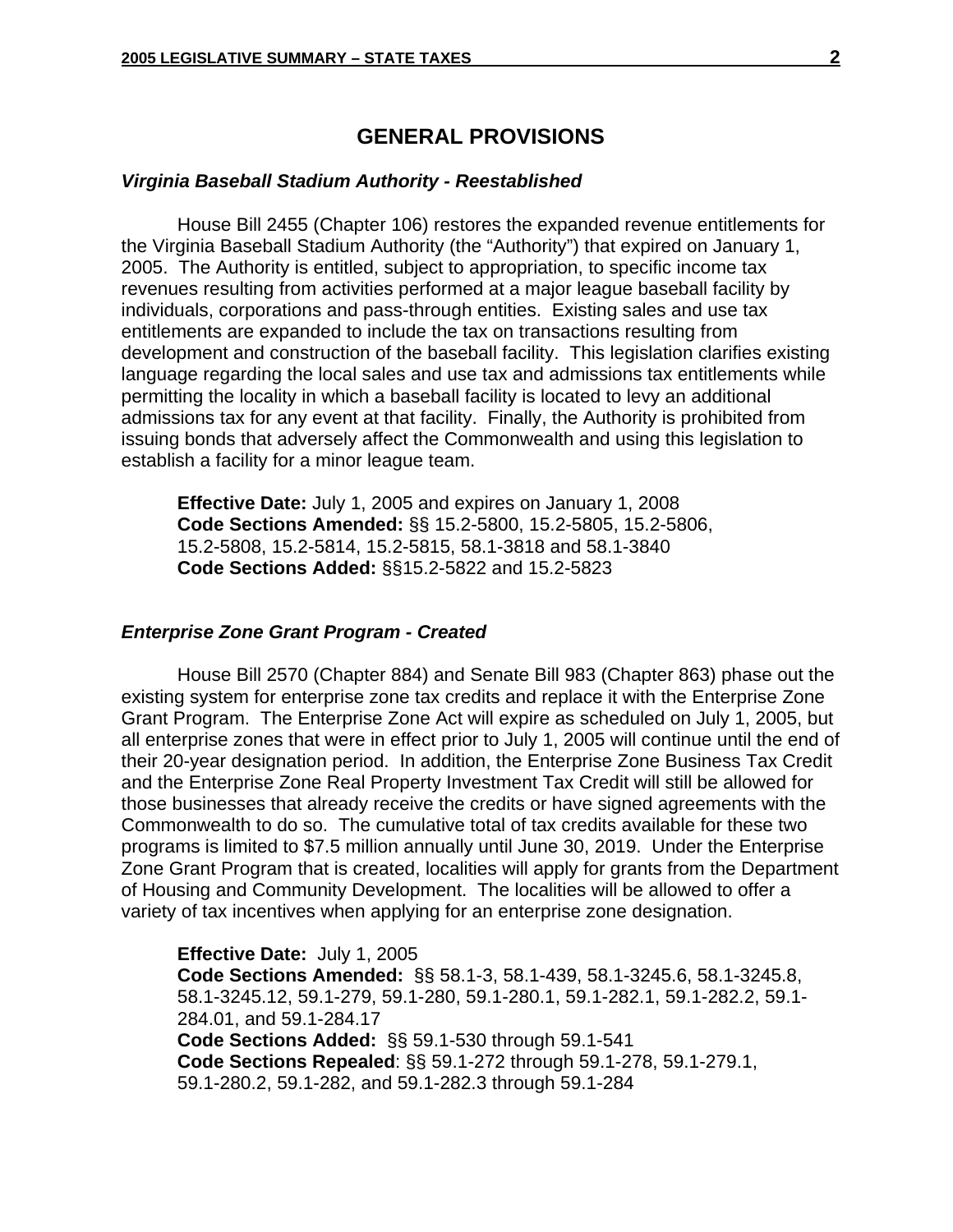## GENERAL PROVISIONS

### *Virginia Baseball Stadium Authority - Reestablished*

House Bill 2455 (Chapter 106) restores the expanded revenue entitlements for the Virginia Baseball Stadium Authority (the "Authority") that expired on January 1, 2005. The Authority is entitled, subject to appropriation, to specific income tax revenues resulting from activities performed at a major league baseball facility by individuals, corporations and pass-through entities. Existing sales and use tax entitlements are expanded to include the tax on transactions resulting from development and construction of the baseball facility. This legislation clarifies existing language regarding the local sales and use tax and admissions tax entitlements while permitting the locality in which a baseball facility is located to levy an additional admissions tax for any event at that facility. Finally, the Authority is prohibited from issuing bonds that adversely affect the Commonwealth and using this legislation to establish a facility for a minor league team.

**Effective Date:** July 1, 2005 and expires on January 1, 2008
**Code Sections Amended:** §§ 15.2-5800, 15.2-5805, 15.2-5806, 15.2-5808, 15.2-5814, 15.2-5815, 58.1-3818 and 58.1-3840
**Code Sections Added:** §§15.2-5822 and 15.2-5823

### *Enterprise Zone Grant Program - Created*

House Bill 2570 (Chapter 884) and Senate Bill 983 (Chapter 863) phase out the existing system for enterprise zone tax credits and replace it with the Enterprise Zone Grant Program. The Enterprise Zone Act will expire as scheduled on July 1, 2005, but all enterprise zones that were in effect prior to July 1, 2005 will continue until the end of their 20-year designation period. In addition, the Enterprise Zone Business Tax Credit and the Enterprise Zone Real Property Investment Tax Credit will still be allowed for those businesses that already receive the credits or have signed agreements with the Commonwealth to do so. The cumulative total of tax credits available for these two programs is limited to $7.5 million annually until June 30, 2019. Under the Enterprise Zone Grant Program that is created, localities will apply for grants from the Department of Housing and Community Development. The localities will be allowed to offer a variety of tax incentives when applying for an enterprise zone designation.

**Effective Date:** July 1, 2005
**Code Sections Amended:** §§ 58.1-3, 58.1-439, 58.1-3245.6, 58.1-3245.8, 58.1-3245.12, 59.1-279, 59.1-280, 59.1-280.1, 59.1-282.1, 59.1-282.2, 59.1-284.01, and 59.1-284.17
**Code Sections Added:** §§ 59.1-530 through 59.1-541
**Code Sections Repealed**: §§ 59.1-272 through 59.1-278, 59.1-279.1, 59.1-280.2, 59.1-282, and 59.1-282.3 through 59.1-284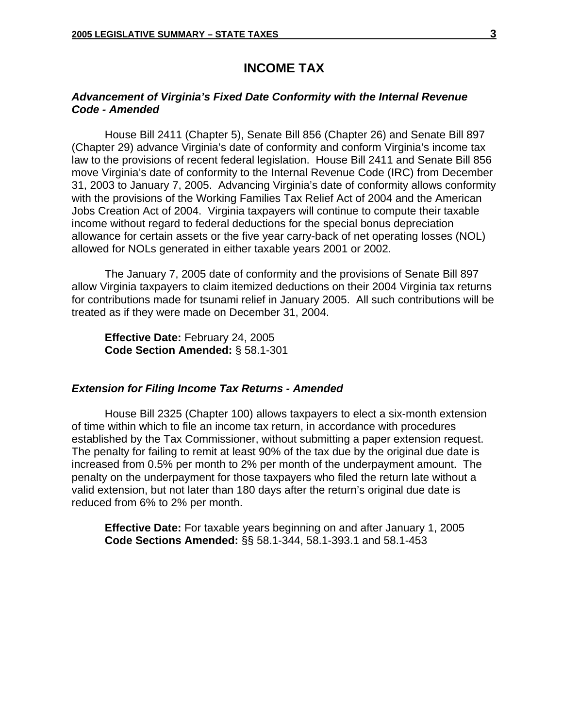# INCOME TAX

### *Advancement of Virginia's Fixed Date Conformity with the Internal Revenue Code - Amended*

House Bill 2411 (Chapter 5), Senate Bill 856 (Chapter 26) and Senate Bill 897 (Chapter 29) advance Virginia's date of conformity and conform Virginia's income tax law to the provisions of recent federal legislation. House Bill 2411 and Senate Bill 856 move Virginia's date of conformity to the Internal Revenue Code (IRC) from December 31, 2003 to January 7, 2005. Advancing Virginia's date of conformity allows conformity with the provisions of the Working Families Tax Relief Act of 2004 and the American Jobs Creation Act of 2004. Virginia taxpayers will continue to compute their taxable income without regard to federal deductions for the special bonus depreciation allowance for certain assets or the five year carry-back of net operating losses (NOL) allowed for NOLs generated in either taxable years 2001 or 2002.

The January 7, 2005 date of conformity and the provisions of Senate Bill 897 allow Virginia taxpayers to claim itemized deductions on their 2004 Virginia tax returns for contributions made for tsunami relief in January 2005. All such contributions will be treated as if they were made on December 31, 2004.

**Effective Date:** February 24, 2005
**Code Section Amended:** § 58.1-301

### *Extension for Filing Income Tax Returns - Amended*

House Bill 2325 (Chapter 100) allows taxpayers to elect a six-month extension of time within which to file an income tax return, in accordance with procedures established by the Tax Commissioner, without submitting a paper extension request. The penalty for failing to remit at least 90% of the tax due by the original due date is increased from 0.5% per month to 2% per month of the underpayment amount. The penalty on the underpayment for those taxpayers who filed the return late without a valid extension, but not later than 180 days after the return's original due date is reduced from 6% to 2% per month.

**Effective Date:** For taxable years beginning on and after January 1, 2005
**Code Sections Amended:** §§ 58.1-344, 58.1-393.1 and 58.1-453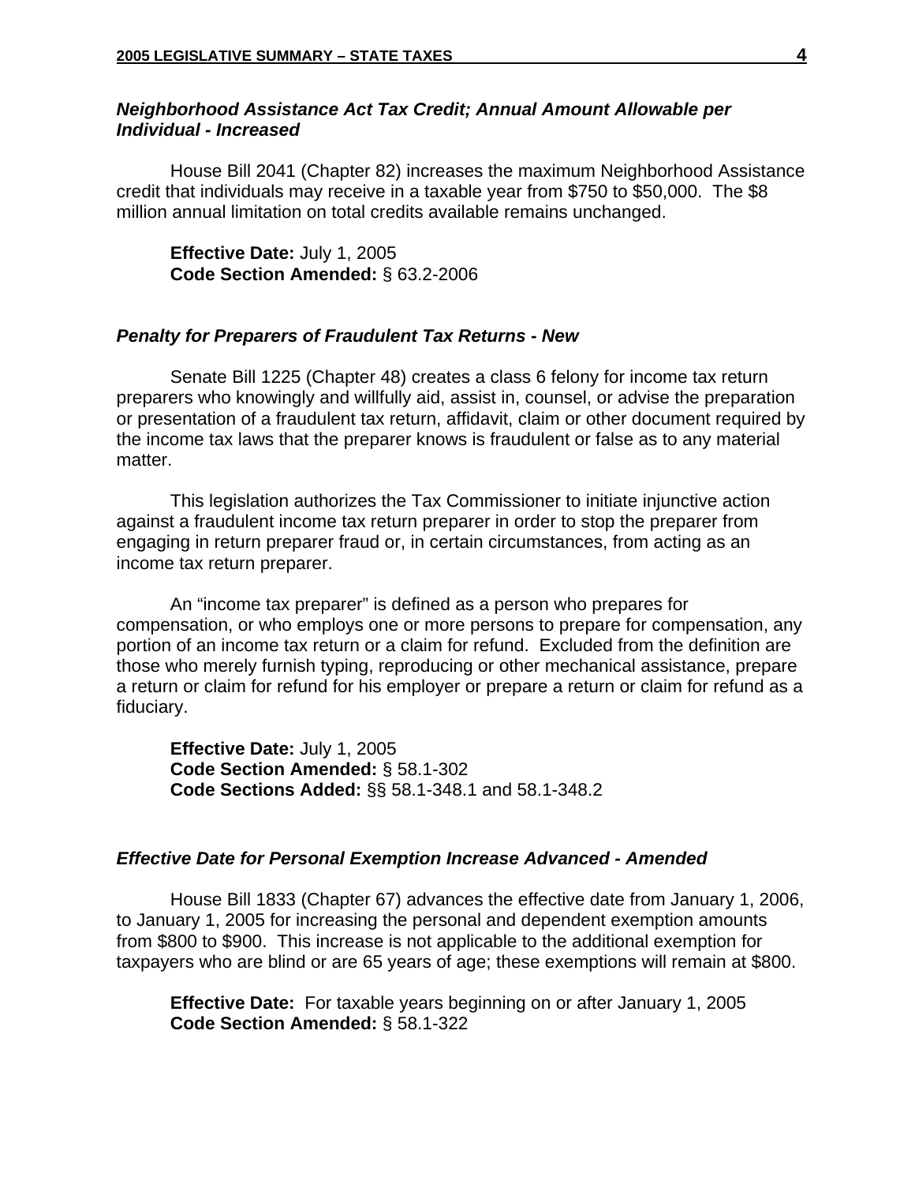### ***Neighborhood Assistance Act Tax Credit; Annual Amount Allowable per Individual - Increased***

House Bill 2041 (Chapter 82) increases the maximum Neighborhood Assistance credit that individuals may receive in a taxable year from $750 to $50,000. The $8 million annual limitation on total credits available remains unchanged.

**Effective Date:** July 1, 2005
**Code Section Amended:** § 63.2-2006

### ***Penalty for Preparers of Fraudulent Tax Returns - New***

Senate Bill 1225 (Chapter 48) creates a class 6 felony for income tax return preparers who knowingly and willfully aid, assist in, counsel, or advise the preparation or presentation of a fraudulent tax return, affidavit, claim or other document required by the income tax laws that the preparer knows is fraudulent or false as to any material matter.

This legislation authorizes the Tax Commissioner to initiate injunctive action against a fraudulent income tax return preparer in order to stop the preparer from engaging in return preparer fraud or, in certain circumstances, from acting as an income tax return preparer.

An "income tax preparer" is defined as a person who prepares for compensation, or who employs one or more persons to prepare for compensation, any portion of an income tax return or a claim for refund. Excluded from the definition are those who merely furnish typing, reproducing or other mechanical assistance, prepare a return or claim for refund for his employer or prepare a return or claim for refund as a fiduciary.

**Effective Date:** July 1, 2005
**Code Section Amended:** § 58.1-302
**Code Sections Added:** §§ 58.1-348.1 and 58.1-348.2

### ***Effective Date for Personal Exemption Increase Advanced - Amended***

House Bill 1833 (Chapter 67) advances the effective date from January 1, 2006, to January 1, 2005 for increasing the personal and dependent exemption amounts from $800 to $900. This increase is not applicable to the additional exemption for taxpayers who are blind or are 65 years of age; these exemptions will remain at $800.

**Effective Date:** For taxable years beginning on or after January 1, 2005
**Code Section Amended:** § 58.1-322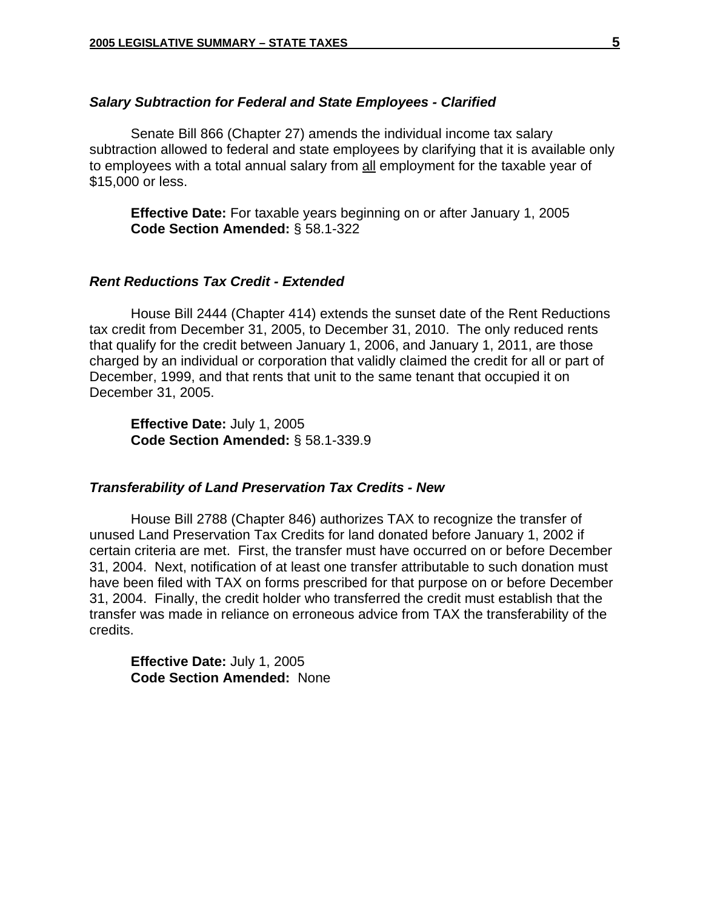### *Salary Subtraction for Federal and State Employees - Clarified*

Senate Bill 866 (Chapter 27) amends the individual income tax salary subtraction allowed to federal and state employees by clarifying that it is available only to employees with a total annual salary from <u>all</u> employment for the taxable year of $15,000 or less.

**Effective Date:** For taxable years beginning on or after January 1, 2005
**Code Section Amended:** § 58.1-322

### *Rent Reductions Tax Credit - Extended*

House Bill 2444 (Chapter 414) extends the sunset date of the Rent Reductions tax credit from December 31, 2005, to December 31, 2010. The only reduced rents that qualify for the credit between January 1, 2006, and January 1, 2011, are those charged by an individual or corporation that validly claimed the credit for all or part of December, 1999, and that rents that unit to the same tenant that occupied it on December 31, 2005.

**Effective Date:** July 1, 2005
**Code Section Amended:** § 58.1-339.9

### *Transferability of Land Preservation Tax Credits - New*

House Bill 2788 (Chapter 846) authorizes TAX to recognize the transfer of unused Land Preservation Tax Credits for land donated before January 1, 2002 if certain criteria are met. First, the transfer must have occurred on or before December 31, 2004. Next, notification of at least one transfer attributable to such donation must have been filed with TAX on forms prescribed for that purpose on or before December 31, 2004. Finally, the credit holder who transferred the credit must establish that the transfer was made in reliance on erroneous advice from TAX the transferability of the credits.

**Effective Date:** July 1, 2005
**Code Section Amended:** None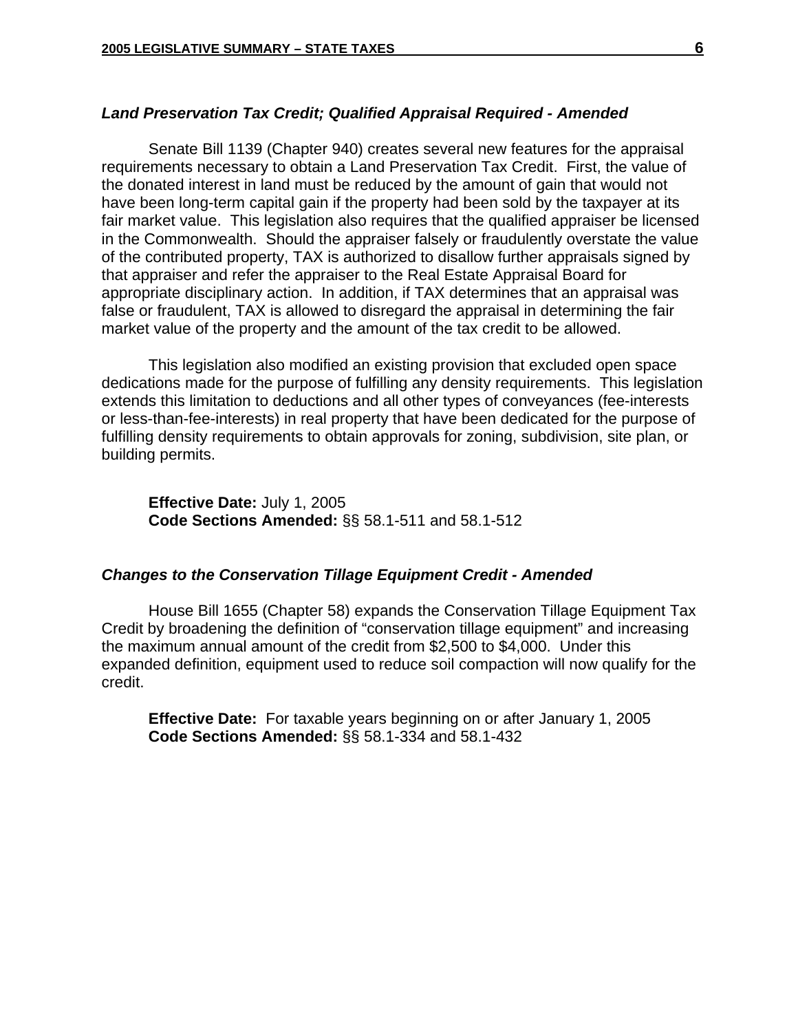### *Land Preservation Tax Credit; Qualified Appraisal Required - Amended*

Senate Bill 1139 (Chapter 940) creates several new features for the appraisal requirements necessary to obtain a Land Preservation Tax Credit. First, the value of the donated interest in land must be reduced by the amount of gain that would not have been long-term capital gain if the property had been sold by the taxpayer at its fair market value. This legislation also requires that the qualified appraiser be licensed in the Commonwealth. Should the appraiser falsely or fraudulently overstate the value of the contributed property, TAX is authorized to disallow further appraisals signed by that appraiser and refer the appraiser to the Real Estate Appraisal Board for appropriate disciplinary action. In addition, if TAX determines that an appraisal was false or fraudulent, TAX is allowed to disregard the appraisal in determining the fair market value of the property and the amount of the tax credit to be allowed.

This legislation also modified an existing provision that excluded open space dedications made for the purpose of fulfilling any density requirements. This legislation extends this limitation to deductions and all other types of conveyances (fee-interests or less-than-fee-interests) in real property that have been dedicated for the purpose of fulfilling density requirements to obtain approvals for zoning, subdivision, site plan, or building permits.

**Effective Date:** July 1, 2005
**Code Sections Amended:** §§ 58.1-511 and 58.1-512

### *Changes to the Conservation Tillage Equipment Credit - Amended*

House Bill 1655 (Chapter 58) expands the Conservation Tillage Equipment Tax Credit by broadening the definition of "conservation tillage equipment" and increasing the maximum annual amount of the credit from $2,500 to $4,000. Under this expanded definition, equipment used to reduce soil compaction will now qualify for the credit.

**Effective Date:** For taxable years beginning on or after January 1, 2005
**Code Sections Amended:** §§ 58.1-334 and 58.1-432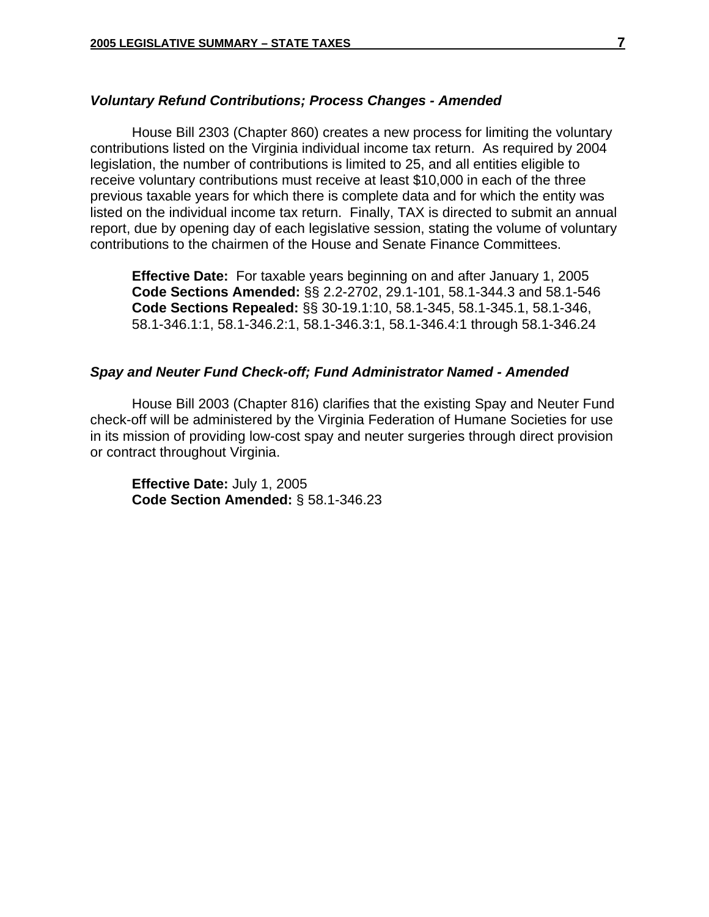### *Voluntary Refund Contributions; Process Changes - Amended*

House Bill 2303 (Chapter 860) creates a new process for limiting the voluntary contributions listed on the Virginia individual income tax return. As required by 2004 legislation, the number of contributions is limited to 25, and all entities eligible to receive voluntary contributions must receive at least $10,000 in each of the three previous taxable years for which there is complete data and for which the entity was listed on the individual income tax return. Finally, TAX is directed to submit an annual report, due by opening day of each legislative session, stating the volume of voluntary contributions to the chairmen of the House and Senate Finance Committees.

**Effective Date:** For taxable years beginning on and after January 1, 2005
**Code Sections Amended:** §§ 2.2-2702, 29.1-101, 58.1-344.3 and 58.1-546
**Code Sections Repealed:** §§ 30-19.1:10, 58.1-345, 58.1-345.1, 58.1-346, 58.1-346.1:1, 58.1-346.2:1, 58.1-346.3:1, 58.1-346.4:1 through 58.1-346.24

### *Spay and Neuter Fund Check-off; Fund Administrator Named - Amended*

House Bill 2003 (Chapter 816) clarifies that the existing Spay and Neuter Fund check-off will be administered by the Virginia Federation of Humane Societies for use in its mission of providing low-cost spay and neuter surgeries through direct provision or contract throughout Virginia.

**Effective Date:** July 1, 2005
**Code Section Amended:** § 58.1-346.23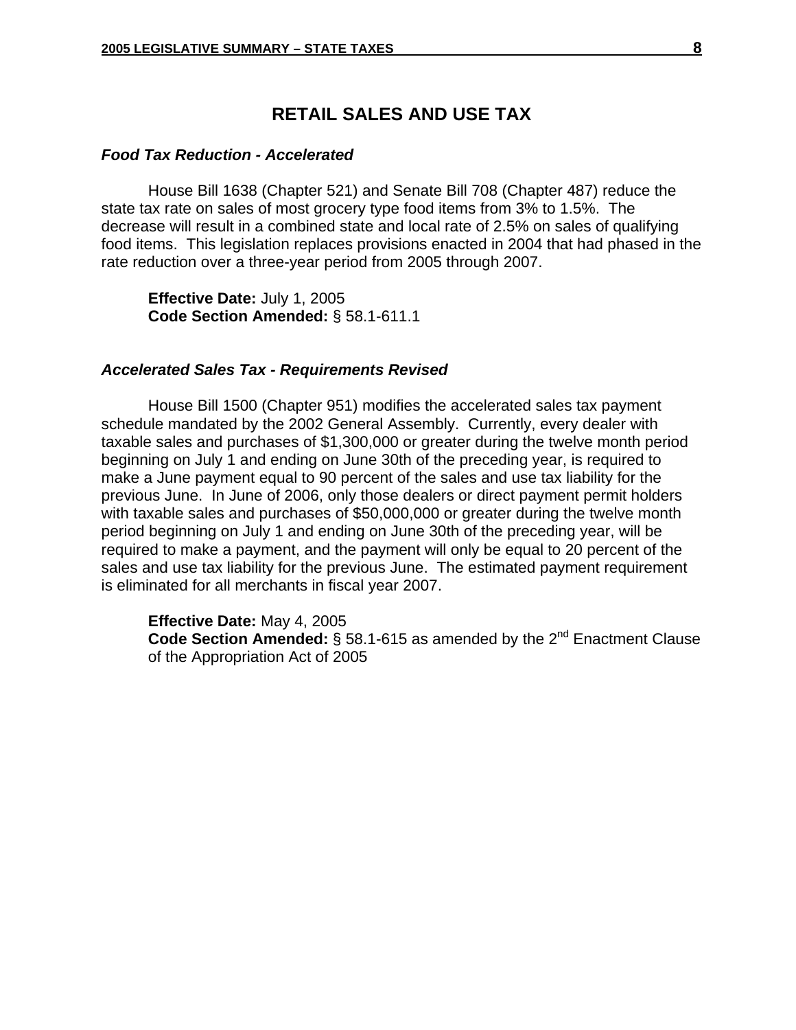# RETAIL SALES AND USE TAX

### *Food Tax Reduction - Accelerated*

House Bill 1638 (Chapter 521) and Senate Bill 708 (Chapter 487) reduce the state tax rate on sales of most grocery type food items from 3% to 1.5%. The decrease will result in a combined state and local rate of 2.5% on sales of qualifying food items. This legislation replaces provisions enacted in 2004 that had phased in the rate reduction over a three-year period from 2005 through 2007.

**Effective Date:** July 1, 2005
**Code Section Amended:** § 58.1-611.1

### *Accelerated Sales Tax - Requirements Revised*

House Bill 1500 (Chapter 951) modifies the accelerated sales tax payment schedule mandated by the 2002 General Assembly. Currently, every dealer with taxable sales and purchases of $1,300,000 or greater during the twelve month period beginning on July 1 and ending on June 30th of the preceding year, is required to make a June payment equal to 90 percent of the sales and use tax liability for the previous June. In June of 2006, only those dealers or direct payment permit holders with taxable sales and purchases of $50,000,000 or greater during the twelve month period beginning on July 1 and ending on June 30th of the preceding year, will be required to make a payment, and the payment will only be equal to 20 percent of the sales and use tax liability for the previous June. The estimated payment requirement is eliminated for all merchants in fiscal year 2007.

**Effective Date:** May 4, 2005
**Code Section Amended:** § 58.1-615 as amended by the 2nd Enactment Clause of the Appropriation Act of 2005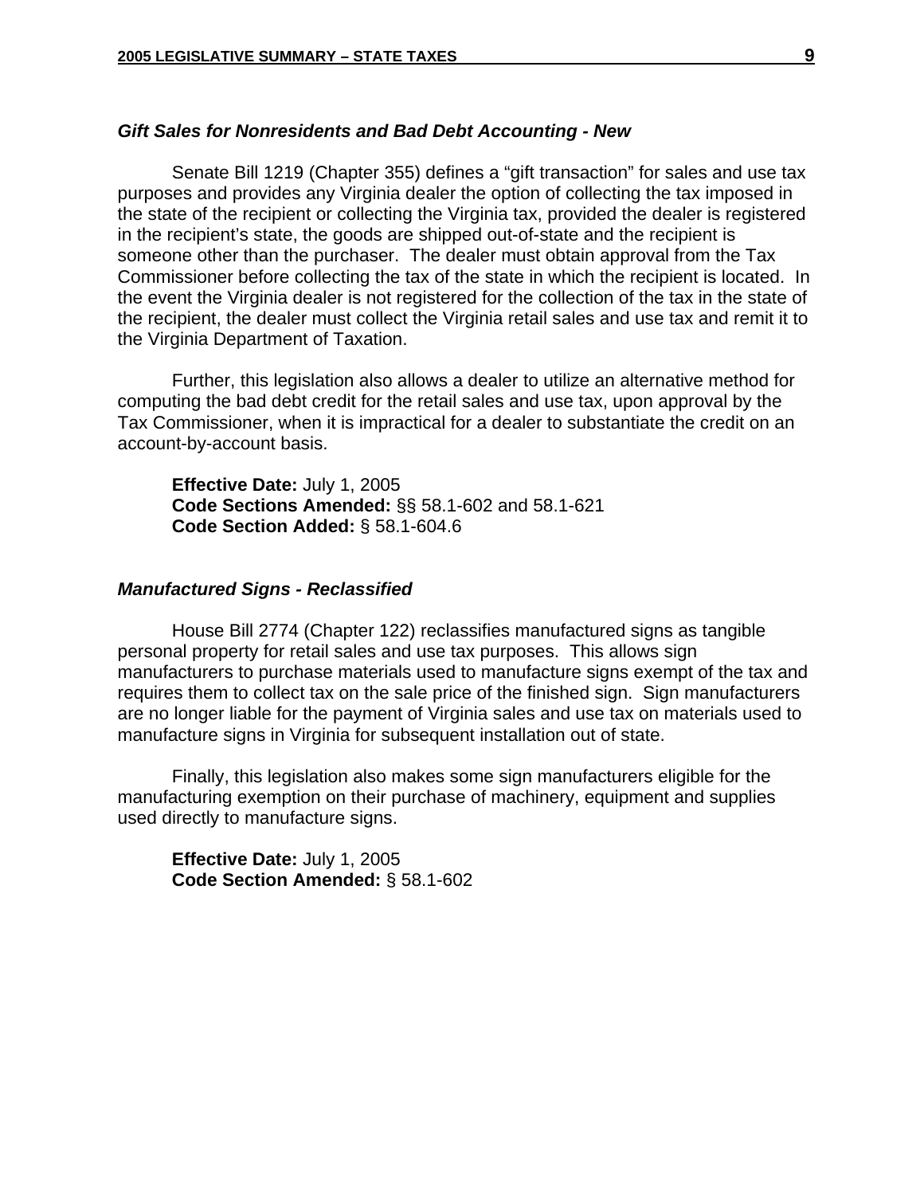### *Gift Sales for Nonresidents and Bad Debt Accounting - New*

Senate Bill 1219 (Chapter 355) defines a "gift transaction" for sales and use tax purposes and provides any Virginia dealer the option of collecting the tax imposed in the state of the recipient or collecting the Virginia tax, provided the dealer is registered in the recipient's state, the goods are shipped out-of-state and the recipient is someone other than the purchaser. The dealer must obtain approval from the Tax Commissioner before collecting the tax of the state in which the recipient is located. In the event the Virginia dealer is not registered for the collection of the tax in the state of the recipient, the dealer must collect the Virginia retail sales and use tax and remit it to the Virginia Department of Taxation.

Further, this legislation also allows a dealer to utilize an alternative method for computing the bad debt credit for the retail sales and use tax, upon approval by the Tax Commissioner, when it is impractical for a dealer to substantiate the credit on an account-by-account basis.

**Effective Date:** July 1, 2005
**Code Sections Amended:** §§ 58.1-602 and 58.1-621
**Code Section Added:** § 58.1-604.6

### *Manufactured Signs - Reclassified*

House Bill 2774 (Chapter 122) reclassifies manufactured signs as tangible personal property for retail sales and use tax purposes. This allows sign manufacturers to purchase materials used to manufacture signs exempt of the tax and requires them to collect tax on the sale price of the finished sign. Sign manufacturers are no longer liable for the payment of Virginia sales and use tax on materials used to manufacture signs in Virginia for subsequent installation out of state.

Finally, this legislation also makes some sign manufacturers eligible for the manufacturing exemption on their purchase of machinery, equipment and supplies used directly to manufacture signs.

**Effective Date:** July 1, 2005
**Code Section Amended:** § 58.1-602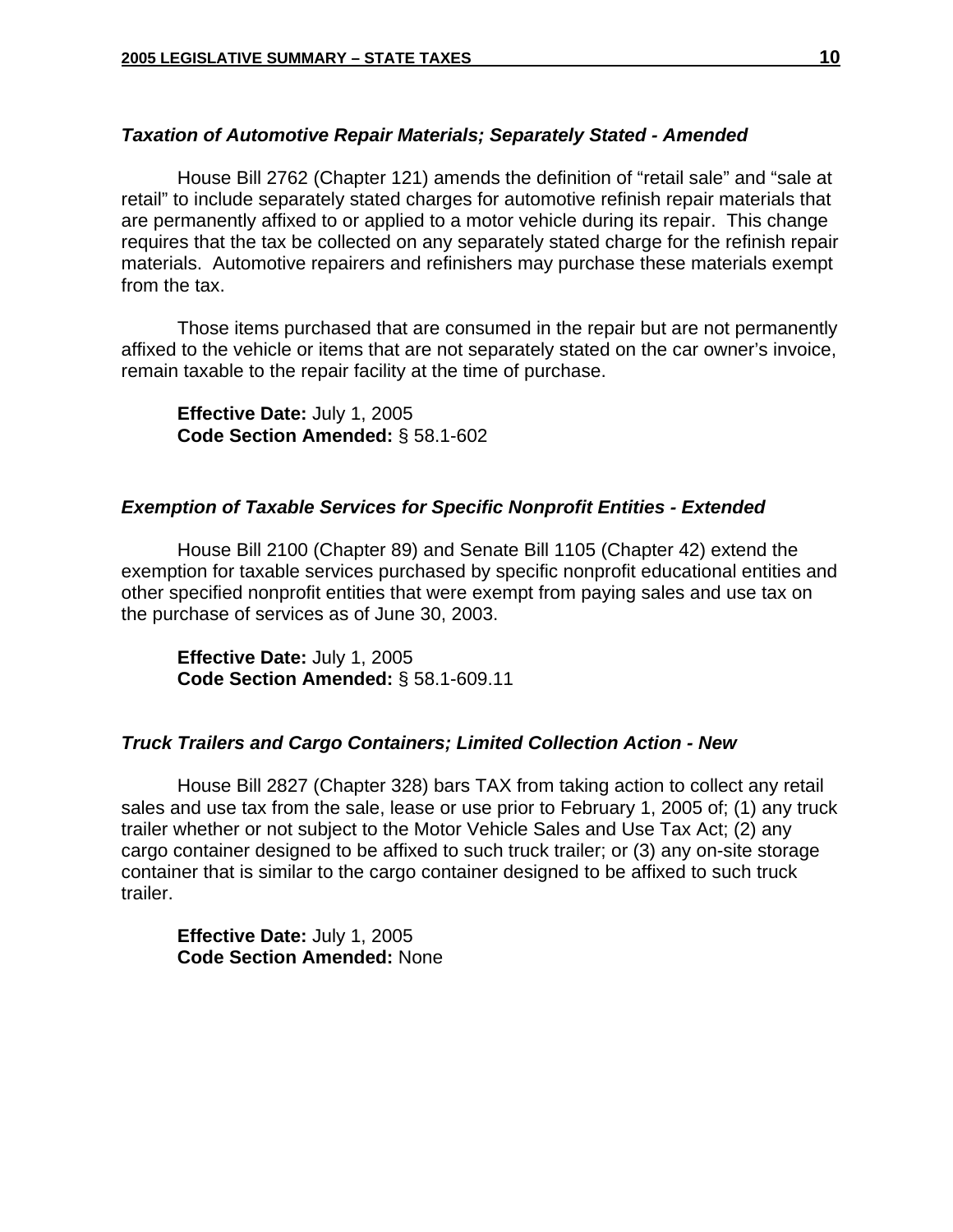### *Taxation of Automotive Repair Materials; Separately Stated - Amended*

House Bill 2762 (Chapter 121) amends the definition of "retail sale" and "sale at retail" to include separately stated charges for automotive refinish repair materials that are permanently affixed to or applied to a motor vehicle during its repair. This change requires that the tax be collected on any separately stated charge for the refinish repair materials. Automotive repairers and refinishers may purchase these materials exempt from the tax.

Those items purchased that are consumed in the repair but are not permanently affixed to the vehicle or items that are not separately stated on the car owner's invoice, remain taxable to the repair facility at the time of purchase.

**Effective Date:** July 1, 2005
**Code Section Amended:** § 58.1-602

### *Exemption of Taxable Services for Specific Nonprofit Entities - Extended*

House Bill 2100 (Chapter 89) and Senate Bill 1105 (Chapter 42) extend the exemption for taxable services purchased by specific nonprofit educational entities and other specified nonprofit entities that were exempt from paying sales and use tax on the purchase of services as of June 30, 2003.

**Effective Date:** July 1, 2005
**Code Section Amended:** § 58.1-609.11

### *Truck Trailers and Cargo Containers; Limited Collection Action - New*

House Bill 2827 (Chapter 328) bars TAX from taking action to collect any retail sales and use tax from the sale, lease or use prior to February 1, 2005 of; (1) any truck trailer whether or not subject to the Motor Vehicle Sales and Use Tax Act; (2) any cargo container designed to be affixed to such truck trailer; or (3) any on-site storage container that is similar to the cargo container designed to be affixed to such truck trailer.

**Effective Date:** July 1, 2005
**Code Section Amended:** None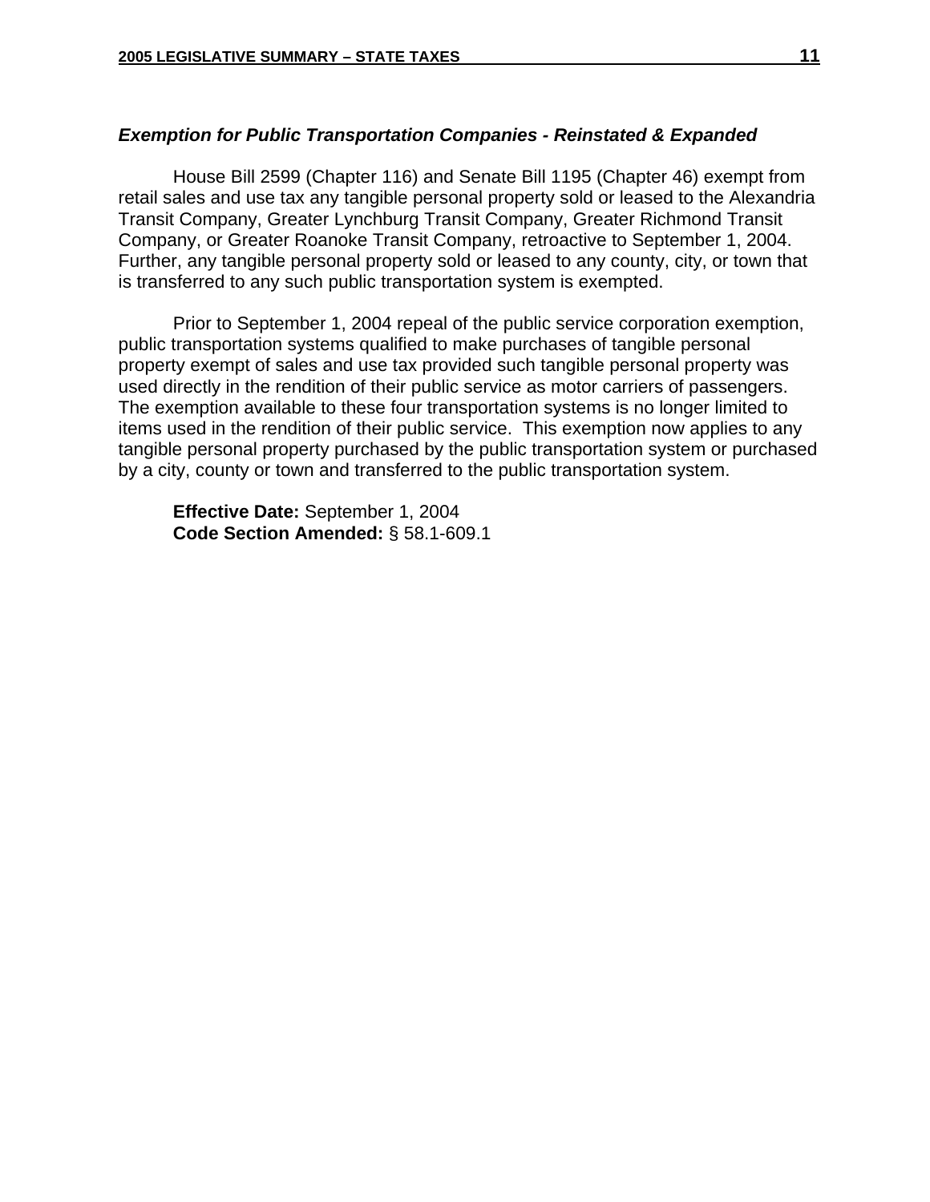### *Exemption for Public Transportation Companies - Reinstated & Expanded*

House Bill 2599 (Chapter 116) and Senate Bill 1195 (Chapter 46) exempt from retail sales and use tax any tangible personal property sold or leased to the Alexandria Transit Company, Greater Lynchburg Transit Company, Greater Richmond Transit Company, or Greater Roanoke Transit Company, retroactive to September 1, 2004. Further, any tangible personal property sold or leased to any county, city, or town that is transferred to any such public transportation system is exempted.

Prior to September 1, 2004 repeal of the public service corporation exemption, public transportation systems qualified to make purchases of tangible personal property exempt of sales and use tax provided such tangible personal property was used directly in the rendition of their public service as motor carriers of passengers. The exemption available to these four transportation systems is no longer limited to items used in the rendition of their public service. This exemption now applies to any tangible personal property purchased by the public transportation system or purchased by a city, county or town and transferred to the public transportation system.

**Effective Date:** September 1, 2004
**Code Section Amended:** § 58.1-609.1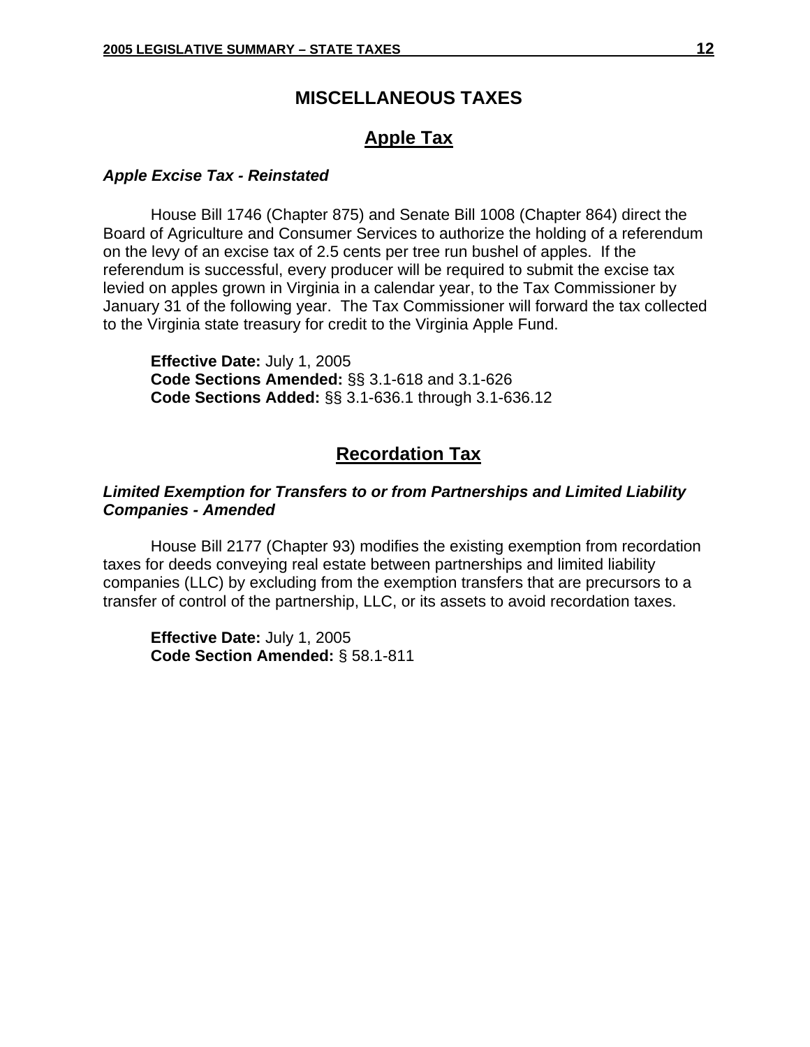# MISCELLANEOUS TAXES

## Apple Tax

### *Apple Excise Tax - Reinstated*

House Bill 1746 (Chapter 875) and Senate Bill 1008 (Chapter 864) direct the Board of Agriculture and Consumer Services to authorize the holding of a referendum on the levy of an excise tax of 2.5 cents per tree run bushel of apples. If the referendum is successful, every producer will be required to submit the excise tax levied on apples grown in Virginia in a calendar year, to the Tax Commissioner by January 31 of the following year. The Tax Commissioner will forward the tax collected to the Virginia state treasury for credit to the Virginia Apple Fund.

**Effective Date:** July 1, 2005
**Code Sections Amended:** §§ 3.1-618 and 3.1-626
**Code Sections Added:** §§ 3.1-636.1 through 3.1-636.12

## Recordation Tax

### *Limited Exemption for Transfers to or from Partnerships and Limited Liability Companies - Amended*

House Bill 2177 (Chapter 93) modifies the existing exemption from recordation taxes for deeds conveying real estate between partnerships and limited liability companies (LLC) by excluding from the exemption transfers that are precursors to a transfer of control of the partnership, LLC, or its assets to avoid recordation taxes.

**Effective Date:** July 1, 2005
**Code Section Amended:** § 58.1-811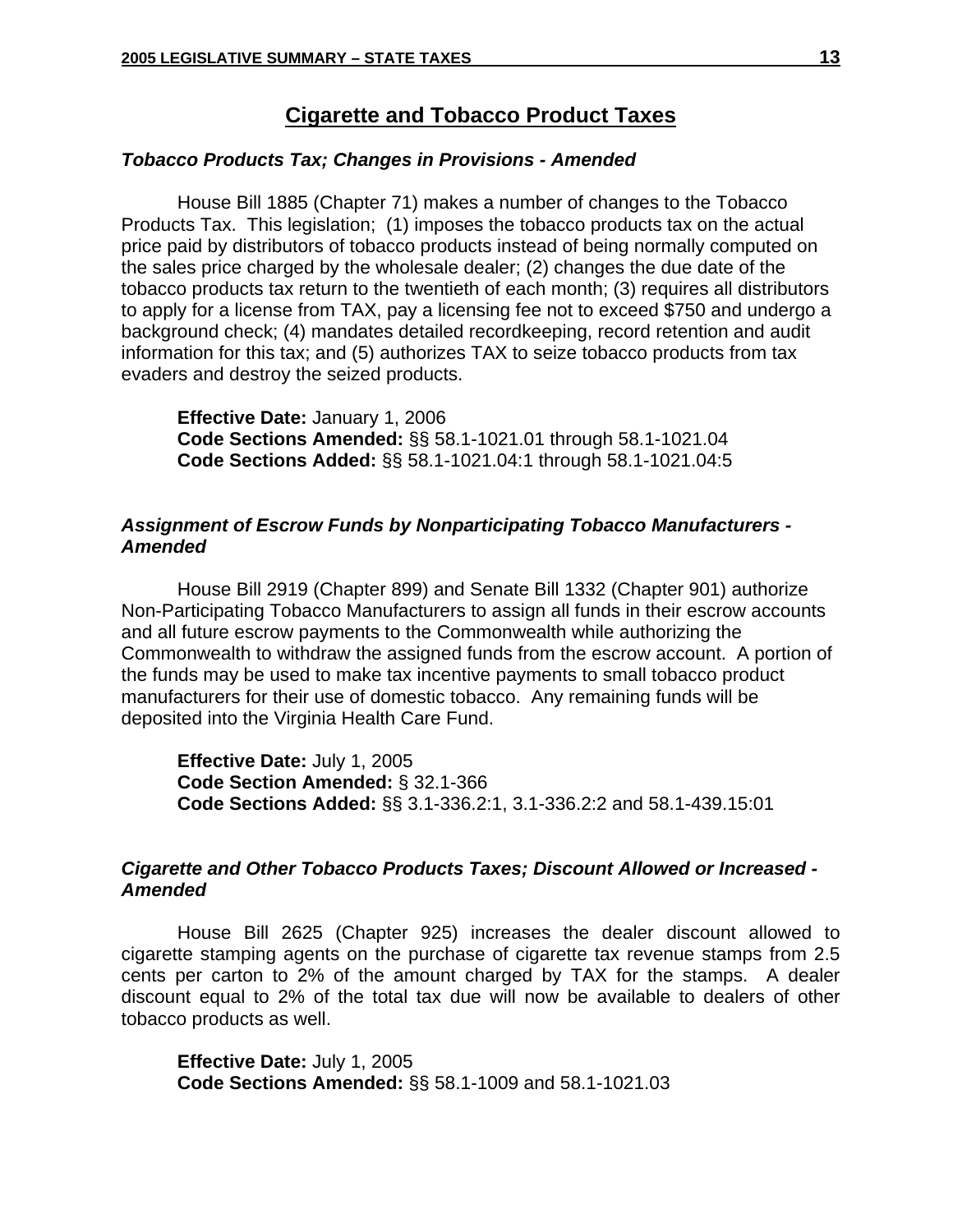## Cigarette and Tobacco Product Taxes

### *Tobacco Products Tax; Changes in Provisions - Amended*

House Bill 1885 (Chapter 71) makes a number of changes to the Tobacco Products Tax. This legislation; (1) imposes the tobacco products tax on the actual price paid by distributors of tobacco products instead of being normally computed on the sales price charged by the wholesale dealer; (2) changes the due date of the tobacco products tax return to the twentieth of each month; (3) requires all distributors to apply for a license from TAX, pay a licensing fee not to exceed $750 and undergo a background check; (4) mandates detailed recordkeeping, record retention and audit information for this tax; and (5) authorizes TAX to seize tobacco products from tax evaders and destroy the seized products.

**Effective Date:** January 1, 2006
**Code Sections Amended:** §§ 58.1-1021.01 through 58.1-1021.04
**Code Sections Added:** §§ 58.1-1021.04:1 through 58.1-1021.04:5

### *Assignment of Escrow Funds by Nonparticipating Tobacco Manufacturers - Amended*

House Bill 2919 (Chapter 899) and Senate Bill 1332 (Chapter 901) authorize Non-Participating Tobacco Manufacturers to assign all funds in their escrow accounts and all future escrow payments to the Commonwealth while authorizing the Commonwealth to withdraw the assigned funds from the escrow account. A portion of the funds may be used to make tax incentive payments to small tobacco product manufacturers for their use of domestic tobacco. Any remaining funds will be deposited into the Virginia Health Care Fund.

**Effective Date:** July 1, 2005
**Code Section Amended:** § 32.1-366
**Code Sections Added:** §§ 3.1-336.2:1, 3.1-336.2:2 and 58.1-439.15:01

### *Cigarette and Other Tobacco Products Taxes; Discount Allowed or Increased - Amended*

House Bill 2625 (Chapter 925) increases the dealer discount allowed to cigarette stamping agents on the purchase of cigarette tax revenue stamps from 2.5 cents per carton to 2% of the amount charged by TAX for the stamps. A dealer discount equal to 2% of the total tax due will now be available to dealers of other tobacco products as well.

**Effective Date:** July 1, 2005
**Code Sections Amended:** §§ 58.1-1009 and 58.1-1021.03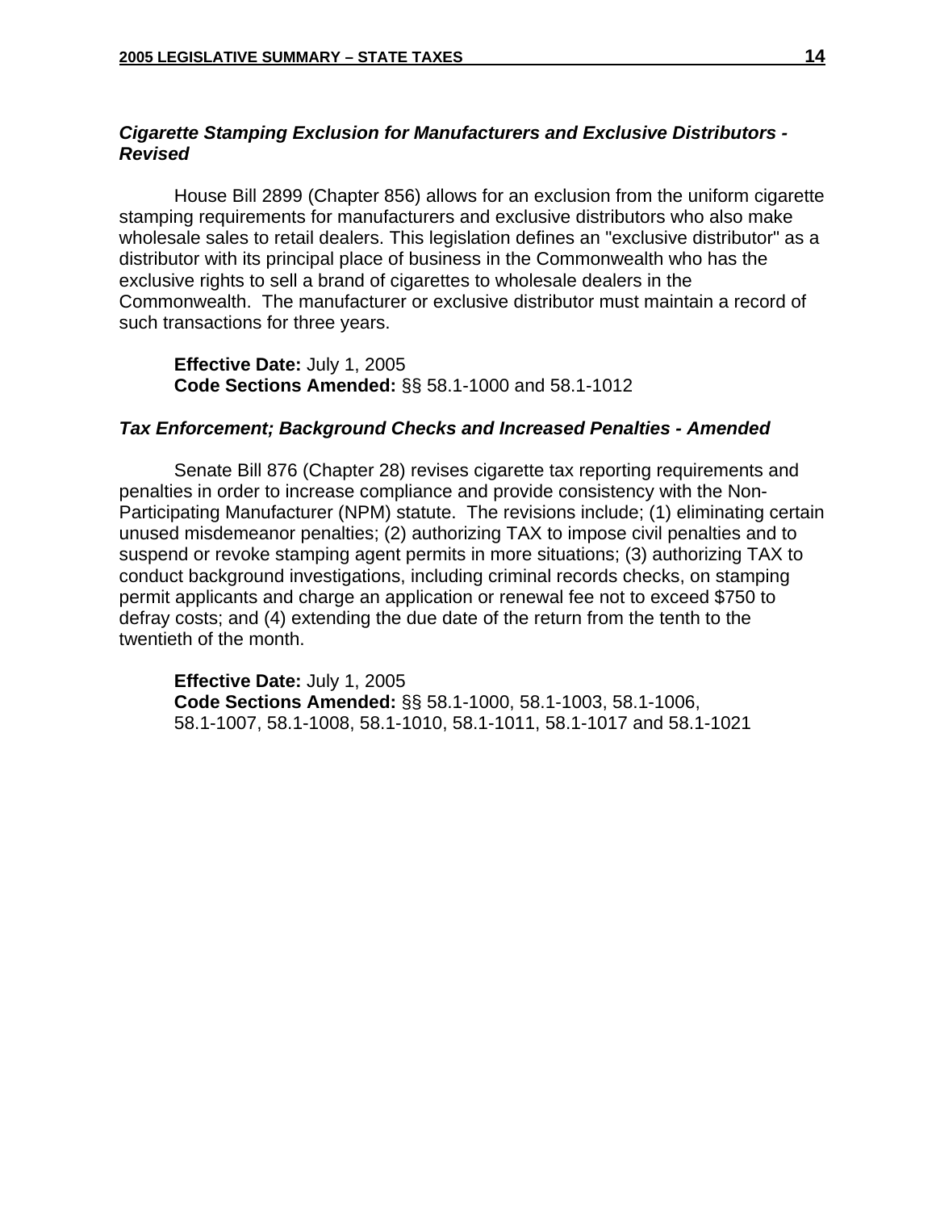### *Cigarette Stamping Exclusion for Manufacturers and Exclusive Distributors - Revised*

House Bill 2899 (Chapter 856) allows for an exclusion from the uniform cigarette stamping requirements for manufacturers and exclusive distributors who also make wholesale sales to retail dealers. This legislation defines an "exclusive distributor" as a distributor with its principal place of business in the Commonwealth who has the exclusive rights to sell a brand of cigarettes to wholesale dealers in the Commonwealth. The manufacturer or exclusive distributor must maintain a record of such transactions for three years.

**Effective Date:** July 1, 2005
**Code Sections Amended:** §§ 58.1-1000 and 58.1-1012

### *Tax Enforcement; Background Checks and Increased Penalties - Amended*

Senate Bill 876 (Chapter 28) revises cigarette tax reporting requirements and penalties in order to increase compliance and provide consistency with the Non-Participating Manufacturer (NPM) statute. The revisions include; (1) eliminating certain unused misdemeanor penalties; (2) authorizing TAX to impose civil penalties and to suspend or revoke stamping agent permits in more situations; (3) authorizing TAX to conduct background investigations, including criminal records checks, on stamping permit applicants and charge an application or renewal fee not to exceed $750 to defray costs; and (4) extending the due date of the return from the tenth to the twentieth of the month.

**Effective Date:** July 1, 2005
**Code Sections Amended:** §§ 58.1-1000, 58.1-1003, 58.1-1006, 58.1-1007, 58.1-1008, 58.1-1010, 58.1-1011, 58.1-1017 and 58.1-1021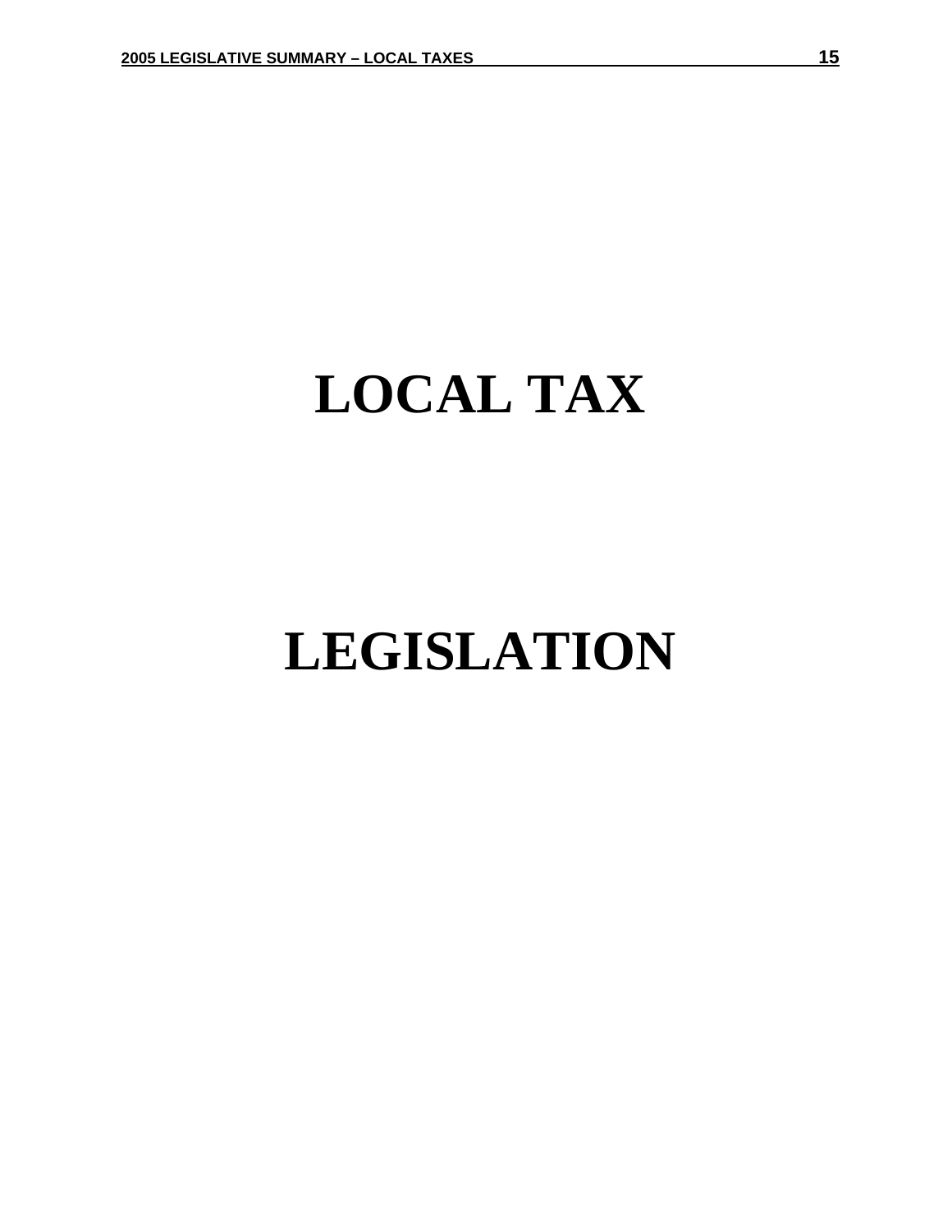# LOCAL TAX

# LEGISLATION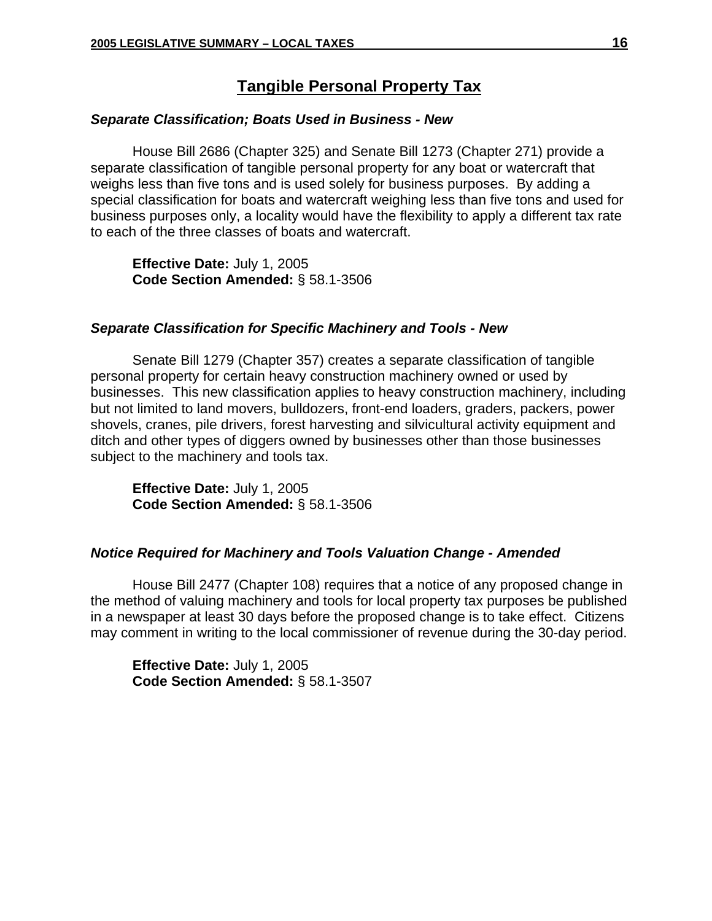# Tangible Personal Property Tax

### *Separate Classification; Boats Used in Business - New*

House Bill 2686 (Chapter 325) and Senate Bill 1273 (Chapter 271) provide a separate classification of tangible personal property for any boat or watercraft that weighs less than five tons and is used solely for business purposes. By adding a special classification for boats and watercraft weighing less than five tons and used for business purposes only, a locality would have the flexibility to apply a different tax rate to each of the three classes of boats and watercraft.

**Effective Date:** July 1, 2005
**Code Section Amended:** § 58.1-3506

### *Separate Classification for Specific Machinery and Tools - New*

Senate Bill 1279 (Chapter 357) creates a separate classification of tangible personal property for certain heavy construction machinery owned or used by businesses. This new classification applies to heavy construction machinery, including but not limited to land movers, bulldozers, front-end loaders, graders, packers, power shovels, cranes, pile drivers, forest harvesting and silvicultural activity equipment and ditch and other types of diggers owned by businesses other than those businesses subject to the machinery and tools tax.

**Effective Date:** July 1, 2005
**Code Section Amended:** § 58.1-3506

### *Notice Required for Machinery and Tools Valuation Change - Amended*

House Bill 2477 (Chapter 108) requires that a notice of any proposed change in the method of valuing machinery and tools for local property tax purposes be published in a newspaper at least 30 days before the proposed change is to take effect. Citizens may comment in writing to the local commissioner of revenue during the 30-day period.

**Effective Date:** July 1, 2005
**Code Section Amended:** § 58.1-3507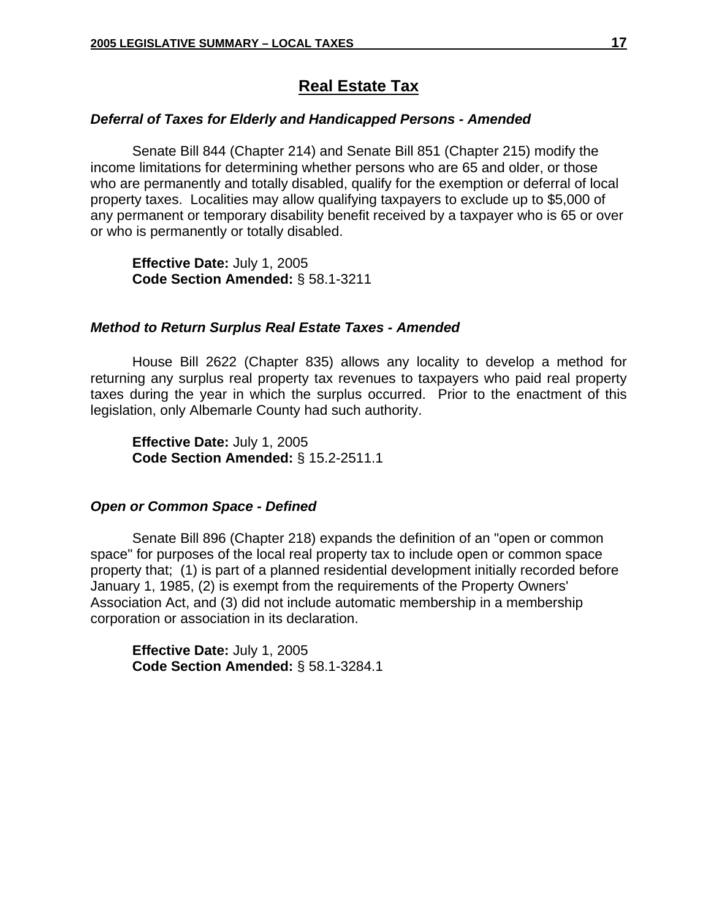## Real Estate Tax

### *Deferral of Taxes for Elderly and Handicapped Persons - Amended*

Senate Bill 844 (Chapter 214) and Senate Bill 851 (Chapter 215) modify the income limitations for determining whether persons who are 65 and older, or those who are permanently and totally disabled, qualify for the exemption or deferral of local property taxes. Localities may allow qualifying taxpayers to exclude up to $5,000 of any permanent or temporary disability benefit received by a taxpayer who is 65 or over or who is permanently or totally disabled.

**Effective Date:** July 1, 2005
**Code Section Amended:** § 58.1-3211

### *Method to Return Surplus Real Estate Taxes - Amended*

House Bill 2622 (Chapter 835) allows any locality to develop a method for returning any surplus real property tax revenues to taxpayers who paid real property taxes during the year in which the surplus occurred. Prior to the enactment of this legislation, only Albemarle County had such authority.

**Effective Date:** July 1, 2005
**Code Section Amended:** § 15.2-2511.1

### *Open or Common Space - Defined*

Senate Bill 896 (Chapter 218) expands the definition of an "open or common space" for purposes of the local real property tax to include open or common space property that; (1) is part of a planned residential development initially recorded before January 1, 1985, (2) is exempt from the requirements of the Property Owners' Association Act, and (3) did not include automatic membership in a membership corporation or association in its declaration.

**Effective Date:** July 1, 2005
**Code Section Amended:** § 58.1-3284.1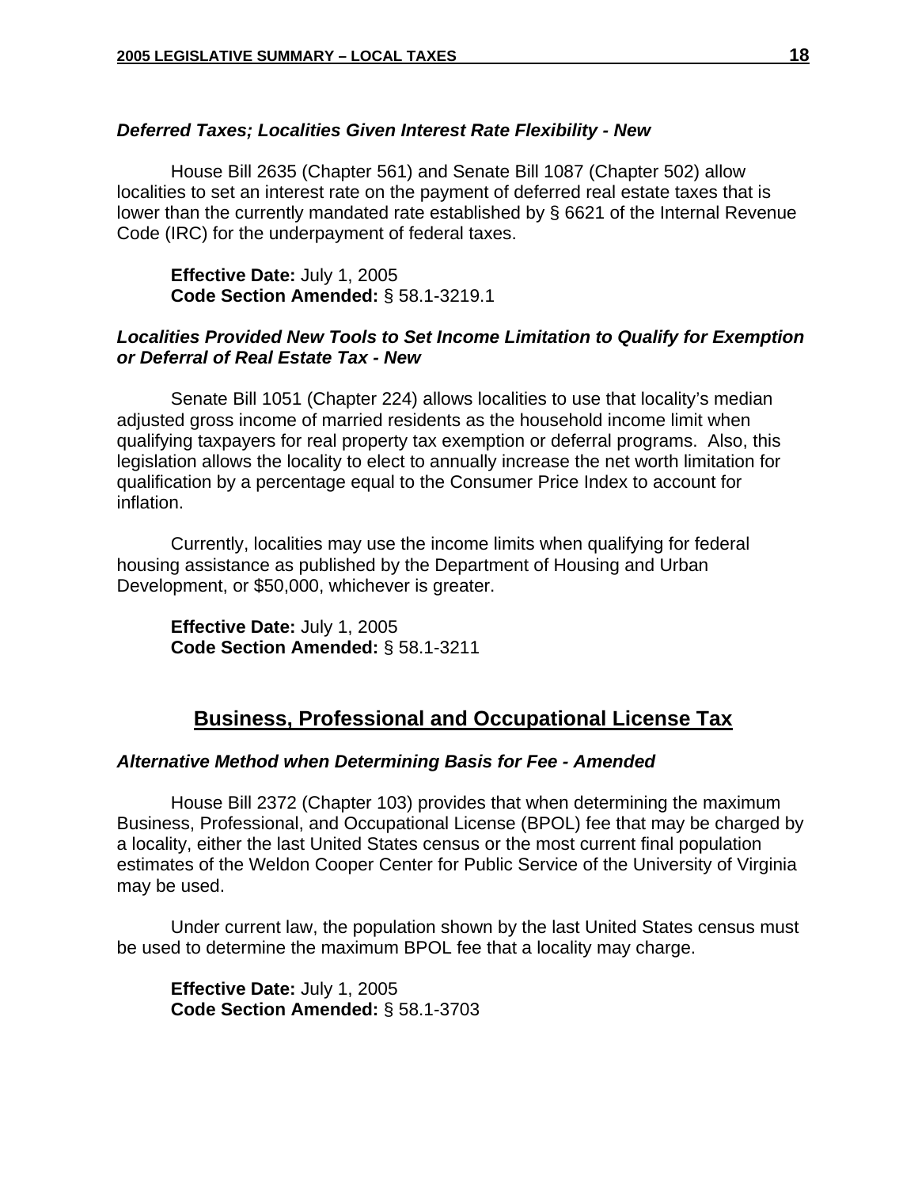***Deferred Taxes; Localities Given Interest Rate Flexibility - New***

House Bill 2635 (Chapter 561) and Senate Bill 1087 (Chapter 502) allow localities to set an interest rate on the payment of deferred real estate taxes that is lower than the currently mandated rate established by § 6621 of the Internal Revenue Code (IRC) for the underpayment of federal taxes.

**Effective Date:** July 1, 2005
**Code Section Amended:** § 58.1-3219.1

***Localities Provided New Tools to Set Income Limitation to Qualify for Exemption or Deferral of Real Estate Tax - New***

Senate Bill 1051 (Chapter 224) allows localities to use that locality's median adjusted gross income of married residents as the household income limit when qualifying taxpayers for real property tax exemption or deferral programs. Also, this legislation allows the locality to elect to annually increase the net worth limitation for qualification by a percentage equal to the Consumer Price Index to account for inflation.

Currently, localities may use the income limits when qualifying for federal housing assistance as published by the Department of Housing and Urban Development, or $50,000, whichever is greater.

**Effective Date:** July 1, 2005
**Code Section Amended:** § 58.1-3211

## Business, Professional and Occupational License Tax

***Alternative Method when Determining Basis for Fee - Amended***

House Bill 2372 (Chapter 103) provides that when determining the maximum Business, Professional, and Occupational License (BPOL) fee that may be charged by a locality, either the last United States census or the most current final population estimates of the Weldon Cooper Center for Public Service of the University of Virginia may be used.

Under current law, the population shown by the last United States census must be used to determine the maximum BPOL fee that a locality may charge.

**Effective Date:** July 1, 2005
**Code Section Amended:** § 58.1-3703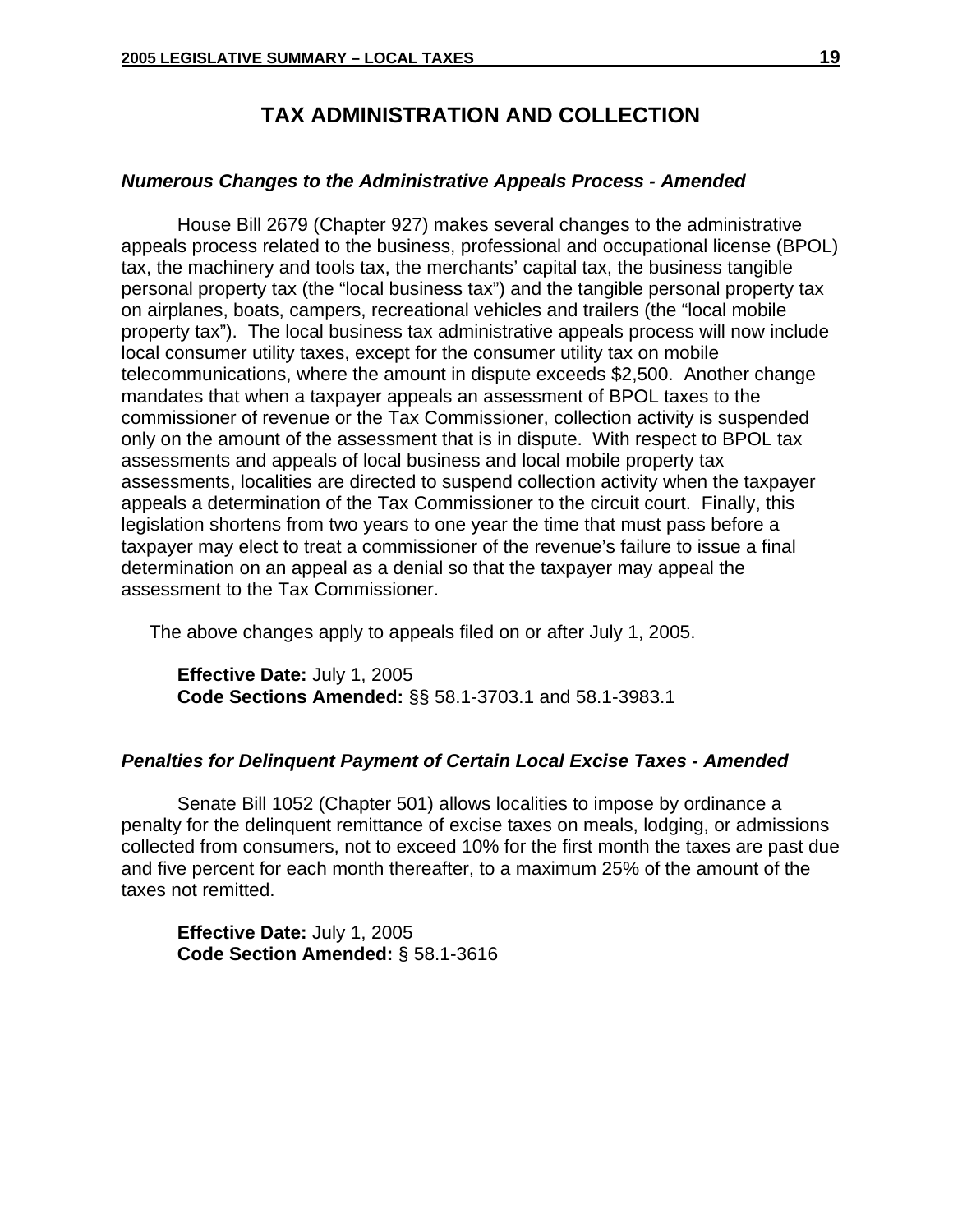# TAX ADMINISTRATION AND COLLECTION

### *Numerous Changes to the Administrative Appeals Process - Amended*

House Bill 2679 (Chapter 927) makes several changes to the administrative appeals process related to the business, professional and occupational license (BPOL) tax, the machinery and tools tax, the merchants' capital tax, the business tangible personal property tax (the "local business tax") and the tangible personal property tax on airplanes, boats, campers, recreational vehicles and trailers (the "local mobile property tax"). The local business tax administrative appeals process will now include local consumer utility taxes, except for the consumer utility tax on mobile telecommunications, where the amount in dispute exceeds $2,500. Another change mandates that when a taxpayer appeals an assessment of BPOL taxes to the commissioner of revenue or the Tax Commissioner, collection activity is suspended only on the amount of the assessment that is in dispute. With respect to BPOL tax assessments and appeals of local business and local mobile property tax assessments, localities are directed to suspend collection activity when the taxpayer appeals a determination of the Tax Commissioner to the circuit court. Finally, this legislation shortens from two years to one year the time that must pass before a taxpayer may elect to treat a commissioner of the revenue's failure to issue a final determination on an appeal as a denial so that the taxpayer may appeal the assessment to the Tax Commissioner.

The above changes apply to appeals filed on or after July 1, 2005.

**Effective Date:** July 1, 2005
**Code Sections Amended:** §§ 58.1-3703.1 and 58.1-3983.1

### *Penalties for Delinquent Payment of Certain Local Excise Taxes - Amended*

Senate Bill 1052 (Chapter 501) allows localities to impose by ordinance a penalty for the delinquent remittance of excise taxes on meals, lodging, or admissions collected from consumers, not to exceed 10% for the first month the taxes are past due and five percent for each month thereafter, to a maximum 25% of the amount of the taxes not remitted.

**Effective Date:** July 1, 2005
**Code Section Amended:** § 58.1-3616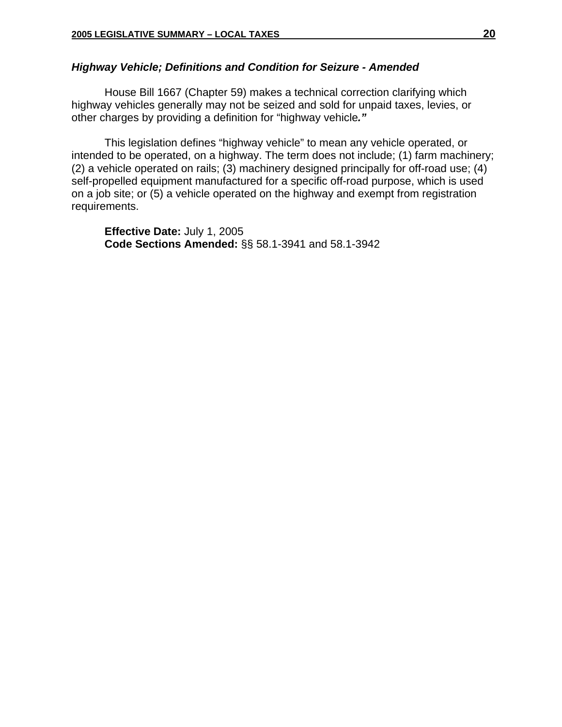### *Highway Vehicle; Definitions and Condition for Seizure - Amended*

House Bill 1667 (Chapter 59) makes a technical correction clarifying which highway vehicles generally may not be seized and sold for unpaid taxes, levies, or other charges by providing a definition for "highway vehicle."

This legislation defines "highway vehicle" to mean any vehicle operated, or intended to be operated, on a highway. The term does not include; (1) farm machinery; (2) a vehicle operated on rails; (3) machinery designed principally for off-road use; (4) self-propelled equipment manufactured for a specific off-road purpose, which is used on a job site; or (5) a vehicle operated on the highway and exempt from registration requirements.

**Effective Date:** July 1, 2005
**Code Sections Amended:** §§ 58.1-3941 and 58.1-3942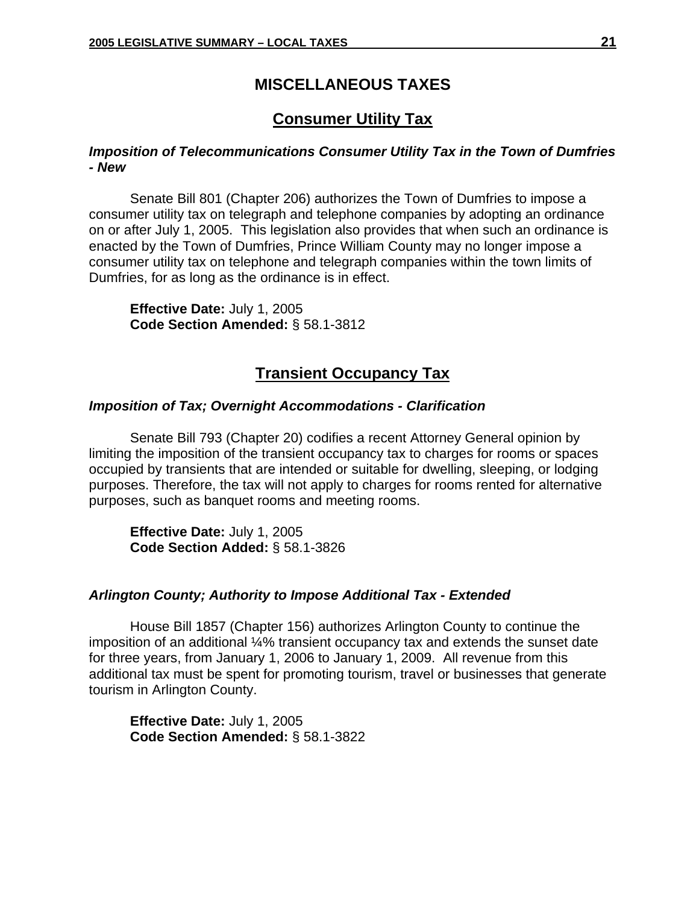# MISCELLANEOUS TAXES

## Consumer Utility Tax

### *Imposition of Telecommunications Consumer Utility Tax in the Town of Dumfries - New*

Senate Bill 801 (Chapter 206) authorizes the Town of Dumfries to impose a consumer utility tax on telegraph and telephone companies by adopting an ordinance on or after July 1, 2005. This legislation also provides that when such an ordinance is enacted by the Town of Dumfries, Prince William County may no longer impose a consumer utility tax on telephone and telegraph companies within the town limits of Dumfries, for as long as the ordinance is in effect.

**Effective Date:** July 1, 2005
**Code Section Amended:** § 58.1-3812

## Transient Occupancy Tax

### *Imposition of Tax; Overnight Accommodations - Clarification*

Senate Bill 793 (Chapter 20) codifies a recent Attorney General opinion by limiting the imposition of the transient occupancy tax to charges for rooms or spaces occupied by transients that are intended or suitable for dwelling, sleeping, or lodging purposes. Therefore, the tax will not apply to charges for rooms rented for alternative purposes, such as banquet rooms and meeting rooms.

**Effective Date:** July 1, 2005
**Code Section Added:** § 58.1-3826

### *Arlington County; Authority to Impose Additional Tax - Extended*

House Bill 1857 (Chapter 156) authorizes Arlington County to continue the imposition of an additional ¼% transient occupancy tax and extends the sunset date for three years, from January 1, 2006 to January 1, 2009. All revenue from this additional tax must be spent for promoting tourism, travel or businesses that generate tourism in Arlington County.

**Effective Date:** July 1, 2005
**Code Section Amended:** § 58.1-3822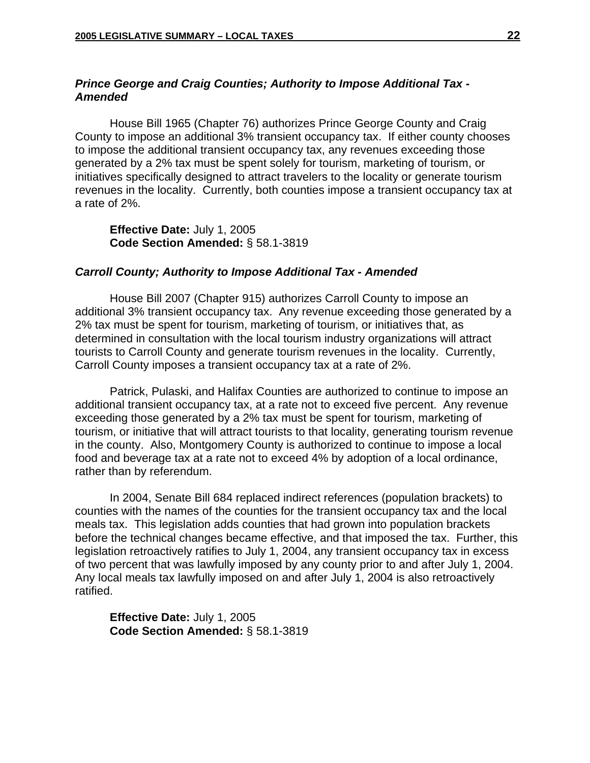### *Prince George and Craig Counties; Authority to Impose Additional Tax - Amended*

House Bill 1965 (Chapter 76) authorizes Prince George County and Craig County to impose an additional 3% transient occupancy tax. If either county chooses to impose the additional transient occupancy tax, any revenues exceeding those generated by a 2% tax must be spent solely for tourism, marketing of tourism, or initiatives specifically designed to attract travelers to the locality or generate tourism revenues in the locality. Currently, both counties impose a transient occupancy tax at a rate of 2%.

**Effective Date:** July 1, 2005
**Code Section Amended:** § 58.1-3819

### *Carroll County; Authority to Impose Additional Tax - Amended*

House Bill 2007 (Chapter 915) authorizes Carroll County to impose an additional 3% transient occupancy tax. Any revenue exceeding those generated by a 2% tax must be spent for tourism, marketing of tourism, or initiatives that, as determined in consultation with the local tourism industry organizations will attract tourists to Carroll County and generate tourism revenues in the locality. Currently, Carroll County imposes a transient occupancy tax at a rate of 2%.

Patrick, Pulaski, and Halifax Counties are authorized to continue to impose an additional transient occupancy tax, at a rate not to exceed five percent. Any revenue exceeding those generated by a 2% tax must be spent for tourism, marketing of tourism, or initiative that will attract tourists to that locality, generating tourism revenue in the county. Also, Montgomery County is authorized to continue to impose a local food and beverage tax at a rate not to exceed 4% by adoption of a local ordinance, rather than by referendum.

In 2004, Senate Bill 684 replaced indirect references (population brackets) to counties with the names of the counties for the transient occupancy tax and the local meals tax. This legislation adds counties that had grown into population brackets before the technical changes became effective, and that imposed the tax. Further, this legislation retroactively ratifies to July 1, 2004, any transient occupancy tax in excess of two percent that was lawfully imposed by any county prior to and after July 1, 2004. Any local meals tax lawfully imposed on and after July 1, 2004 is also retroactively ratified.

**Effective Date:** July 1, 2005
**Code Section Amended:** § 58.1-3819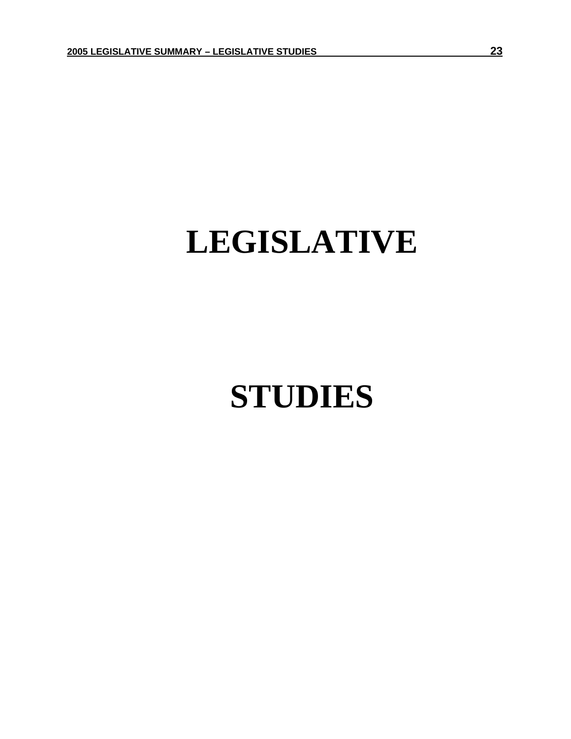# LEGISLATIVE

# STUDIES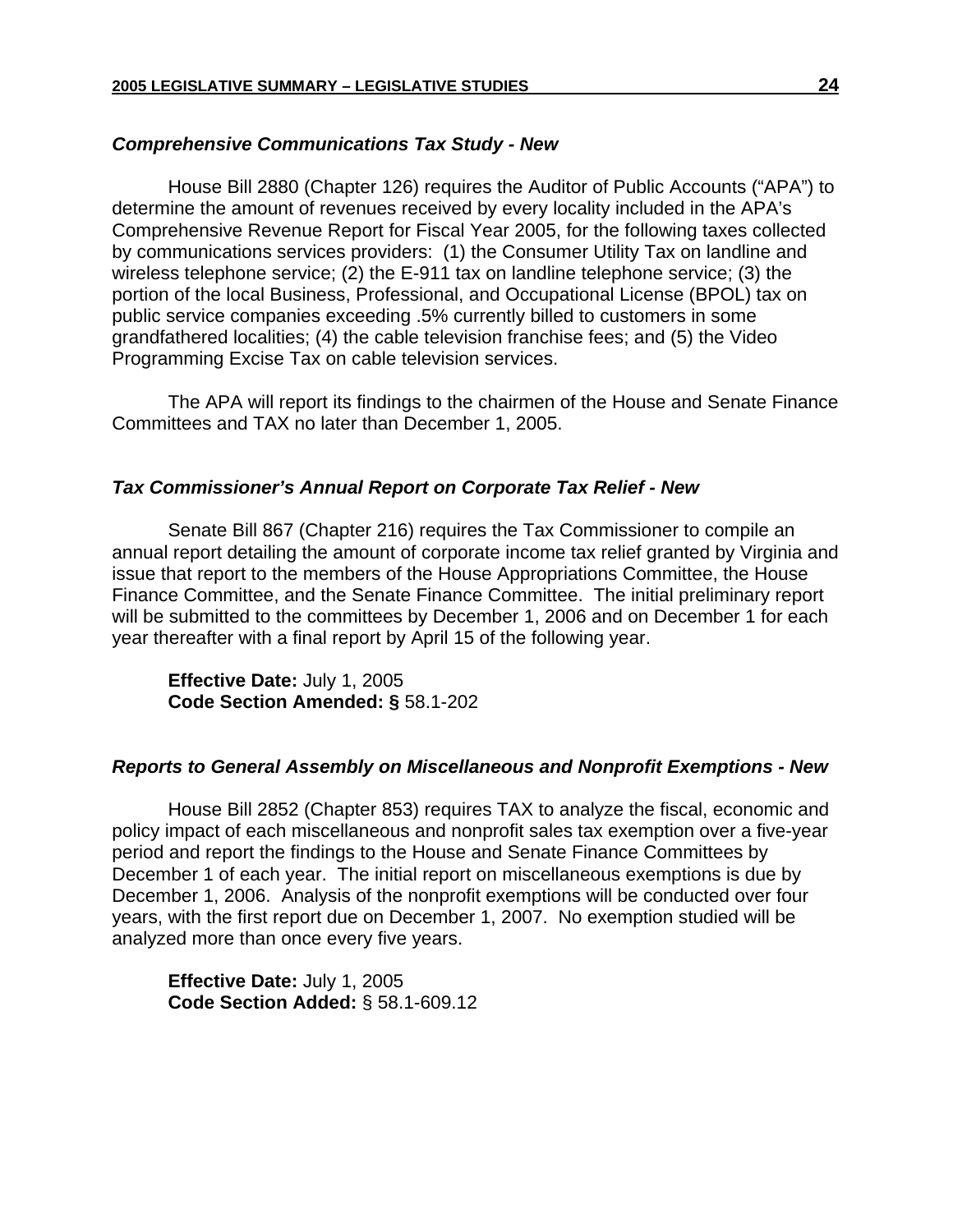### *Comprehensive Communications Tax Study - New*

House Bill 2880 (Chapter 126) requires the Auditor of Public Accounts ("APA") to determine the amount of revenues received by every locality included in the APA's Comprehensive Revenue Report for Fiscal Year 2005, for the following taxes collected by communications services providers: (1) the Consumer Utility Tax on landline and wireless telephone service; (2) the E-911 tax on landline telephone service; (3) the portion of the local Business, Professional, and Occupational License (BPOL) tax on public service companies exceeding .5% currently billed to customers in some grandfathered localities; (4) the cable television franchise fees; and (5) the Video Programming Excise Tax on cable television services.

The APA will report its findings to the chairmen of the House and Senate Finance Committees and TAX no later than December 1, 2005.

### *Tax Commissioner's Annual Report on Corporate Tax Relief - New*

Senate Bill 867 (Chapter 216) requires the Tax Commissioner to compile an annual report detailing the amount of corporate income tax relief granted by Virginia and issue that report to the members of the House Appropriations Committee, the House Finance Committee, and the Senate Finance Committee. The initial preliminary report will be submitted to the committees by December 1, 2006 and on December 1 for each year thereafter with a final report by April 15 of the following year.

**Effective Date:** July 1, 2005
**Code Section Amended: §** 58.1-202

### *Reports to General Assembly on Miscellaneous and Nonprofit Exemptions - New*

House Bill 2852 (Chapter 853) requires TAX to analyze the fiscal, economic and policy impact of each miscellaneous and nonprofit sales tax exemption over a five-year period and report the findings to the House and Senate Finance Committees by December 1 of each year. The initial report on miscellaneous exemptions is due by December 1, 2006. Analysis of the nonprofit exemptions will be conducted over four years, with the first report due on December 1, 2007. No exemption studied will be analyzed more than once every five years.

**Effective Date:** July 1, 2005
**Code Section Added:** § 58.1-609.12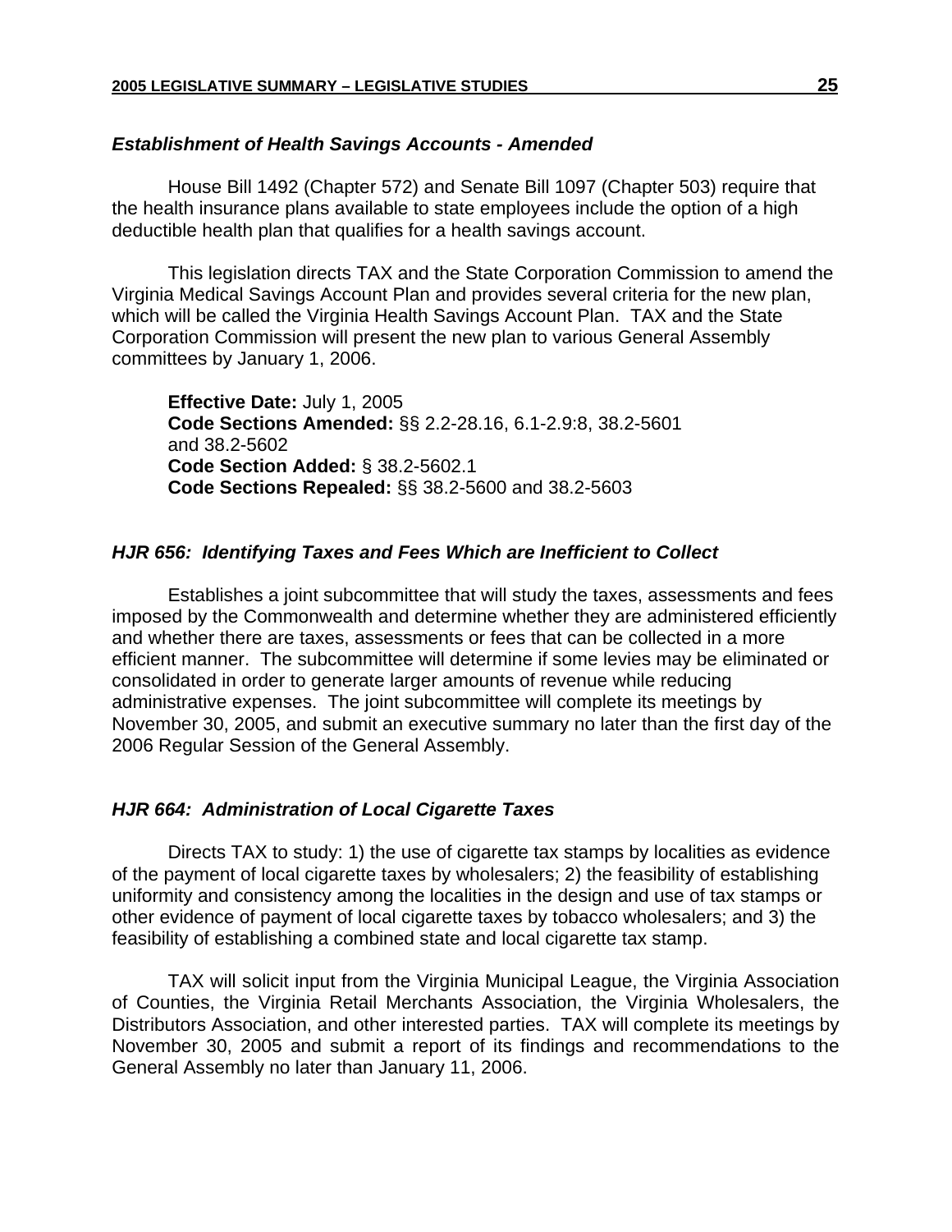### *Establishment of Health Savings Accounts - Amended*

House Bill 1492 (Chapter 572) and Senate Bill 1097 (Chapter 503) require that the health insurance plans available to state employees include the option of a high deductible health plan that qualifies for a health savings account.

This legislation directs TAX and the State Corporation Commission to amend the Virginia Medical Savings Account Plan and provides several criteria for the new plan, which will be called the Virginia Health Savings Account Plan. TAX and the State Corporation Commission will present the new plan to various General Assembly committees by January 1, 2006.

**Effective Date:** July 1, 2005
**Code Sections Amended:** §§ 2.2-28.16, 6.1-2.9:8, 38.2-5601 and 38.2-5602
**Code Section Added:** § 38.2-5602.1
**Code Sections Repealed:** §§ 38.2-5600 and 38.2-5603

### *HJR 656: Identifying Taxes and Fees Which are Inefficient to Collect*

Establishes a joint subcommittee that will study the taxes, assessments and fees imposed by the Commonwealth and determine whether they are administered efficiently and whether there are taxes, assessments or fees that can be collected in a more efficient manner. The subcommittee will determine if some levies may be eliminated or consolidated in order to generate larger amounts of revenue while reducing administrative expenses. The joint subcommittee will complete its meetings by November 30, 2005, and submit an executive summary no later than the first day of the 2006 Regular Session of the General Assembly.

### *HJR 664: Administration of Local Cigarette Taxes*

Directs TAX to study: 1) the use of cigarette tax stamps by localities as evidence of the payment of local cigarette taxes by wholesalers; 2) the feasibility of establishing uniformity and consistency among the localities in the design and use of tax stamps or other evidence of payment of local cigarette taxes by tobacco wholesalers; and 3) the feasibility of establishing a combined state and local cigarette tax stamp.

TAX will solicit input from the Virginia Municipal League, the Virginia Association of Counties, the Virginia Retail Merchants Association, the Virginia Wholesalers, the Distributors Association, and other interested parties. TAX will complete its meetings by November 30, 2005 and submit a report of its findings and recommendations to the General Assembly no later than January 11, 2006.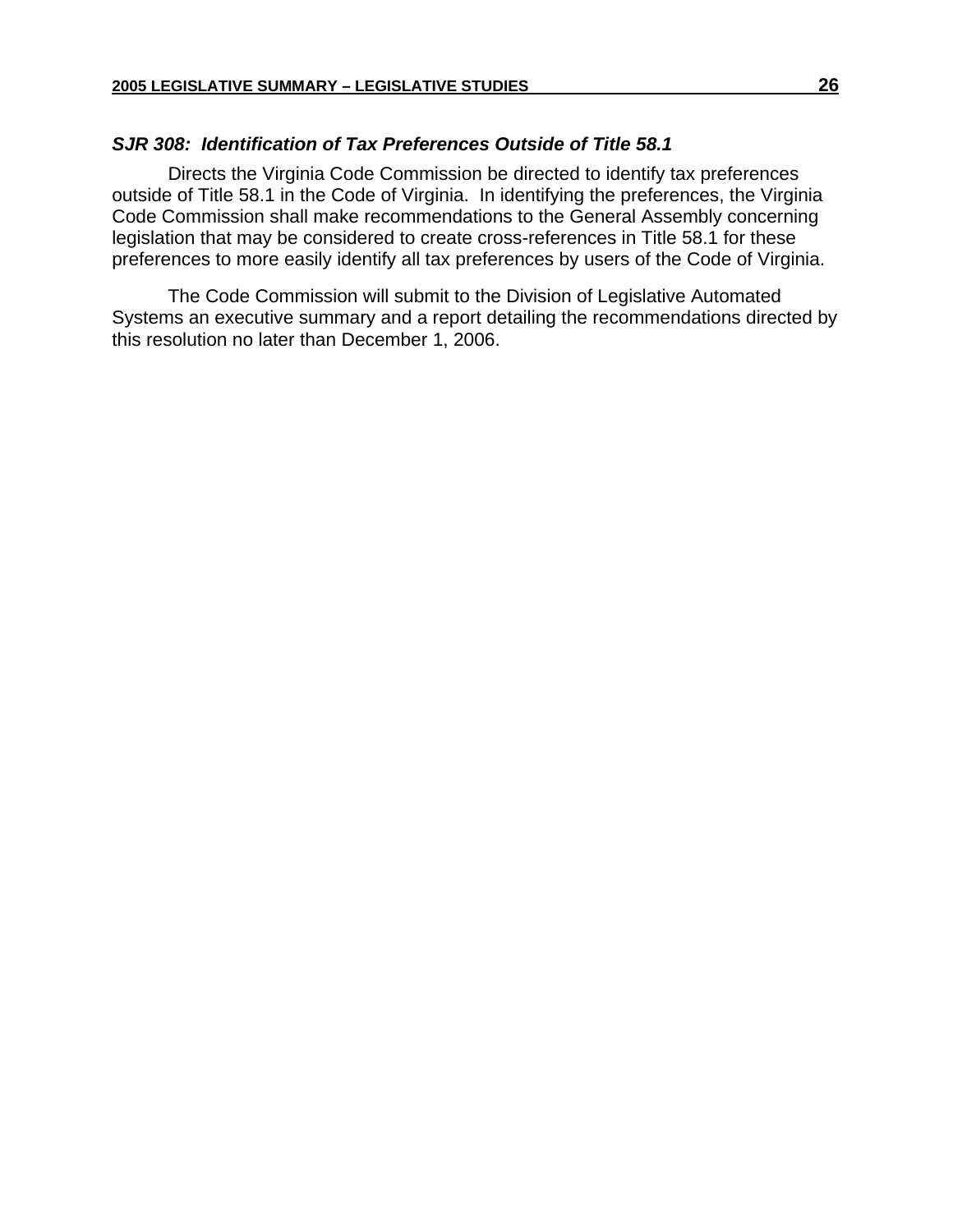### *SJR 308: Identification of Tax Preferences Outside of Title 58.1*

Directs the Virginia Code Commission be directed to identify tax preferences outside of Title 58.1 in the Code of Virginia. In identifying the preferences, the Virginia Code Commission shall make recommendations to the General Assembly concerning legislation that may be considered to create cross-references in Title 58.1 for these preferences to more easily identify all tax preferences by users of the Code of Virginia.

The Code Commission will submit to the Division of Legislative Automated Systems an executive summary and a report detailing the recommendations directed by this resolution no later than December 1, 2006.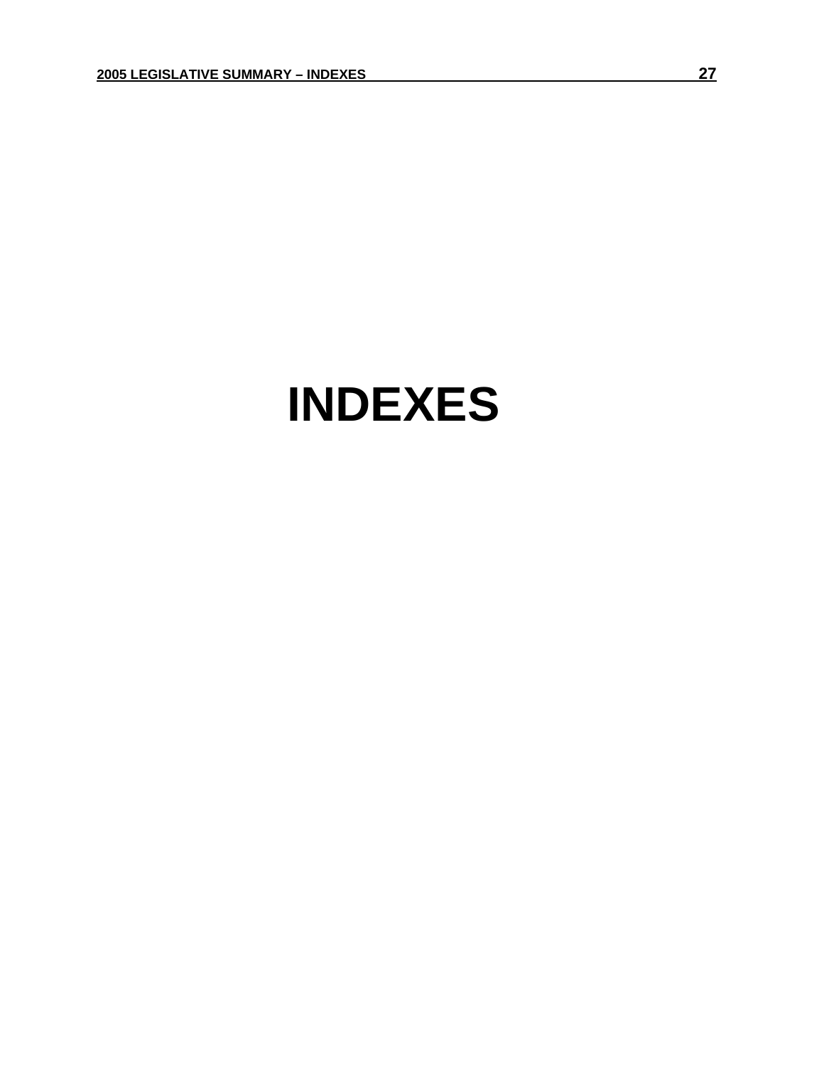# INDEXES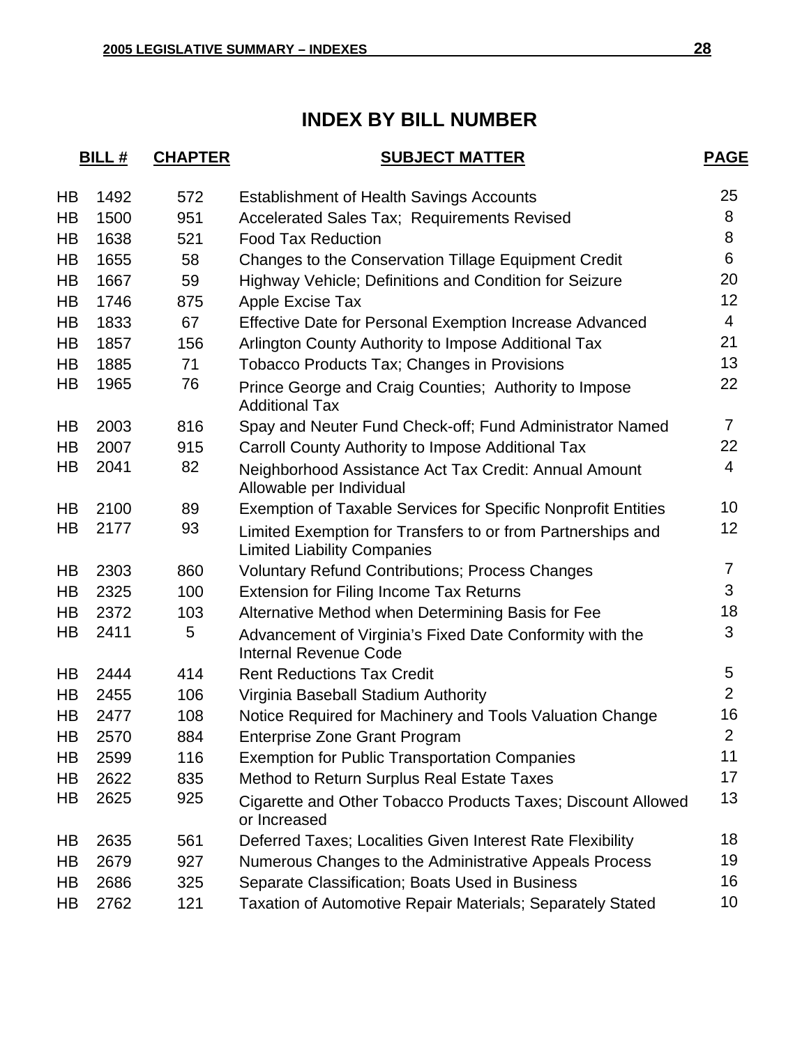# INDEX BY BILL NUMBER

| BILL # | | CHAPTER | SUBJECT MATTER | PAGE |
|---|---|---|---|---|
| HB | 1492 | 572 | Establishment of Health Savings Accounts | 25 |
| HB | 1500 | 951 | Accelerated Sales Tax; Requirements Revised | 8 |
| HB | 1638 | 521 | Food Tax Reduction | 8 |
| HB | 1655 | 58 | Changes to the Conservation Tillage Equipment Credit | 6 |
| HB | 1667 | 59 | Highway Vehicle; Definitions and Condition for Seizure | 20 |
| HB | 1746 | 875 | Apple Excise Tax | 12 |
| HB | 1833 | 67 | Effective Date for Personal Exemption Increase Advanced | 4 |
| HB | 1857 | 156 | Arlington County Authority to Impose Additional Tax | 21 |
| HB | 1885 | 71 | Tobacco Products Tax; Changes in Provisions | 13 |
| HB | 1965 | 76 | Prince George and Craig Counties; Authority to Impose Additional Tax | 22 |
| HB | 2003 | 816 | Spay and Neuter Fund Check-off; Fund Administrator Named | 7 |
| HB | 2007 | 915 | Carroll County Authority to Impose Additional Tax | 22 |
| HB | 2041 | 82 | Neighborhood Assistance Act Tax Credit: Annual Amount Allowable per Individual | 4 |
| HB | 2100 | 89 | Exemption of Taxable Services for Specific Nonprofit Entities | 10 |
| HB | 2177 | 93 | Limited Exemption for Transfers to or from Partnerships and Limited Liability Companies | 12 |
| HB | 2303 | 860 | Voluntary Refund Contributions; Process Changes | 7 |
| HB | 2325 | 100 | Extension for Filing Income Tax Returns | 3 |
| HB | 2372 | 103 | Alternative Method when Determining Basis for Fee | 18 |
| HB | 2411 | 5 | Advancement of Virginia's Fixed Date Conformity with the Internal Revenue Code | 3 |
| HB | 2444 | 414 | Rent Reductions Tax Credit | 5 |
| HB | 2455 | 106 | Virginia Baseball Stadium Authority | 2 |
| HB | 2477 | 108 | Notice Required for Machinery and Tools Valuation Change | 16 |
| HB | 2570 | 884 | Enterprise Zone Grant Program | 2 |
| HB | 2599 | 116 | Exemption for Public Transportation Companies | 11 |
| HB | 2622 | 835 | Method to Return Surplus Real Estate Taxes | 17 |
| HB | 2625 | 925 | Cigarette and Other Tobacco Products Taxes; Discount Allowed or Increased | 13 |
| HB | 2635 | 561 | Deferred Taxes; Localities Given Interest Rate Flexibility | 18 |
| HB | 2679 | 927 | Numerous Changes to the Administrative Appeals Process | 19 |
| HB | 2686 | 325 | Separate Classification; Boats Used in Business | 16 |
| HB | 2762 | 121 | Taxation of Automotive Repair Materials; Separately Stated | 10 |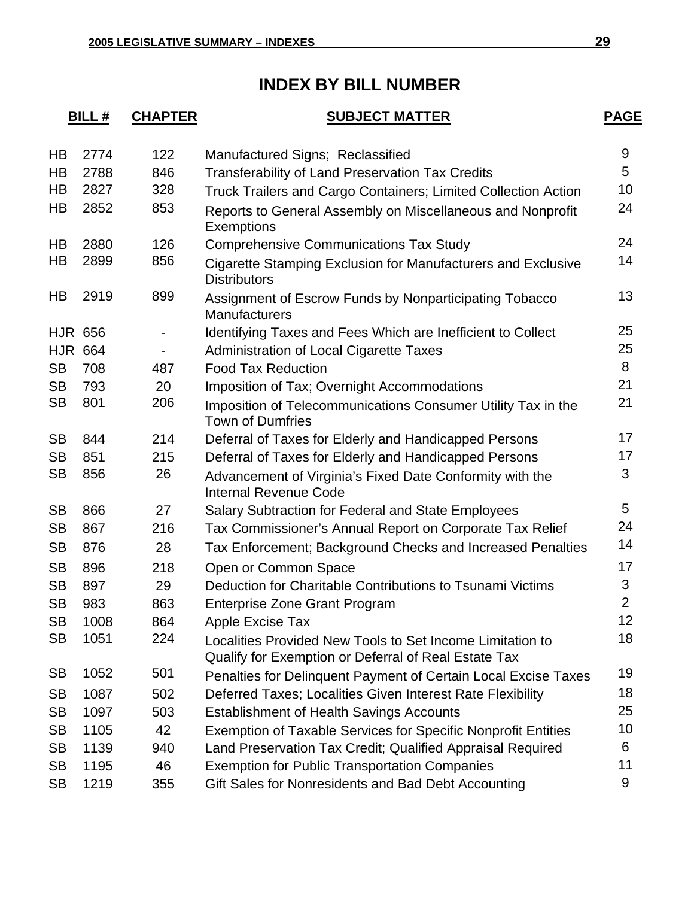# INDEX BY BILL NUMBER

| BILL # | | CHAPTER | SUBJECT MATTER | PAGE |
|---|---|---|---|---|
| HB | 2774 | 122 | Manufactured Signs; Reclassified | 9 |
| HB | 2788 | 846 | Transferability of Land Preservation Tax Credits | 5 |
| HB | 2827 | 328 | Truck Trailers and Cargo Containers; Limited Collection Action | 10 |
| HB | 2852 | 853 | Reports to General Assembly on Miscellaneous and Nonprofit Exemptions | 24 |
| HB | 2880 | 126 | Comprehensive Communications Tax Study | 24 |
| HB | 2899 | 856 | Cigarette Stamping Exclusion for Manufacturers and Exclusive Distributors | 14 |
| HB | 2919 | 899 | Assignment of Escrow Funds by Nonparticipating Tobacco Manufacturers | 13 |
| HJR | 656 | - | Identifying Taxes and Fees Which are Inefficient to Collect | 25 |
| HJR | 664 | - | Administration of Local Cigarette Taxes | 25 |
| SB | 708 | 487 | Food Tax Reduction | 8 |
| SB | 793 | 20 | Imposition of Tax; Overnight Accommodations | 21 |
| SB | 801 | 206 | Imposition of Telecommunications Consumer Utility Tax in the Town of Dumfries | 21 |
| SB | 844 | 214 | Deferral of Taxes for Elderly and Handicapped Persons | 17 |
| SB | 851 | 215 | Deferral of Taxes for Elderly and Handicapped Persons | 17 |
| SB | 856 | 26 | Advancement of Virginia's Fixed Date Conformity with the Internal Revenue Code | 3 |
| SB | 866 | 27 | Salary Subtraction for Federal and State Employees | 5 |
| SB | 867 | 216 | Tax Commissioner's Annual Report on Corporate Tax Relief | 24 |
| SB | 876 | 28 | Tax Enforcement; Background Checks and Increased Penalties | 14 |
| SB | 896 | 218 | Open or Common Space | 17 |
| SB | 897 | 29 | Deduction for Charitable Contributions to Tsunami Victims | 3 |
| SB | 983 | 863 | Enterprise Zone Grant Program | 2 |
| SB | 1008 | 864 | Apple Excise Tax | 12 |
| SB | 1051 | 224 | Localities Provided New Tools to Set Income Limitation to Qualify for Exemption or Deferral of Real Estate Tax | 18 |
| SB | 1052 | 501 | Penalties for Delinquent Payment of Certain Local Excise Taxes | 19 |
| SB | 1087 | 502 | Deferred Taxes; Localities Given Interest Rate Flexibility | 18 |
| SB | 1097 | 503 | Establishment of Health Savings Accounts | 25 |
| SB | 1105 | 42 | Exemption of Taxable Services for Specific Nonprofit Entities | 10 |
| SB | 1139 | 940 | Land Preservation Tax Credit; Qualified Appraisal Required | 6 |
| SB | 1195 | 46 | Exemption for Public Transportation Companies | 11 |
| SB | 1219 | 355 | Gift Sales for Nonresidents and Bad Debt Accounting | 9 |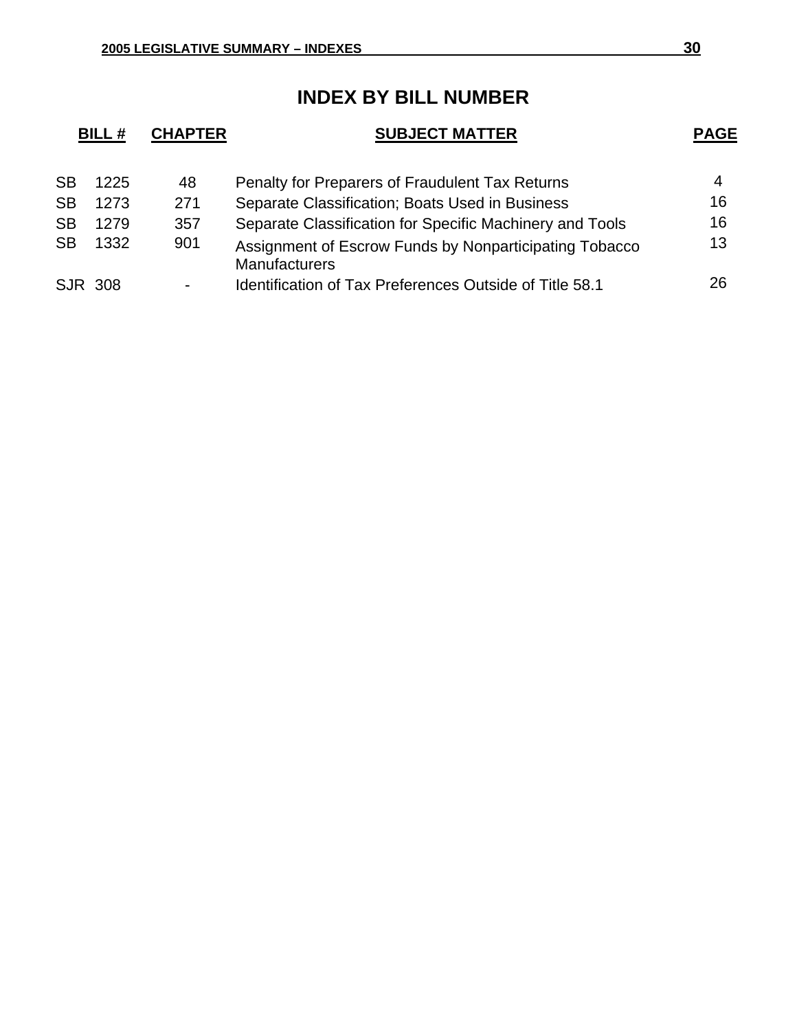# INDEX BY BILL NUMBER

| BILL # | CHAPTER | SUBJECT MATTER | PAGE |
|---|---|---|---|
| SB 1225 | 48 | Penalty for Preparers of Fraudulent Tax Returns | 4 |
| SB 1273 | 271 | Separate Classification; Boats Used in Business | 16 |
| SB 1279 | 357 | Separate Classification for Specific Machinery and Tools | 16 |
| SB 1332 | 901 | Assignment of Escrow Funds by Nonparticipating Tobacco Manufacturers | 13 |
| SJR 308 | - | Identification of Tax Preferences Outside of Title 58.1 | 26 |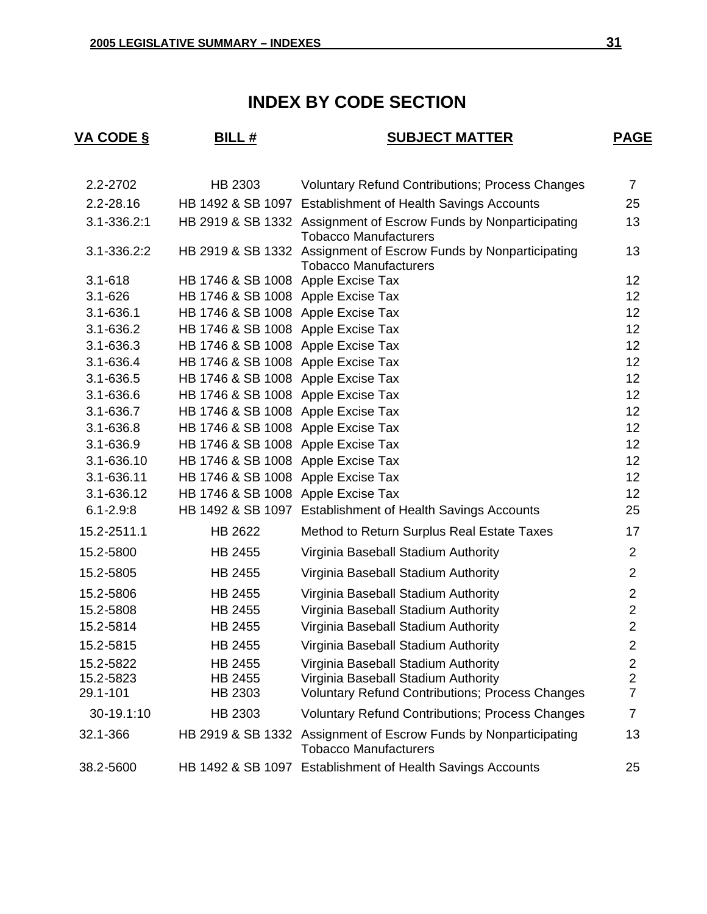# INDEX BY CODE SECTION

| VA CODE § | BILL # | SUBJECT MATTER | PAGE |
|---|---|---|---|
| 2.2-2702 | HB 2303 | Voluntary Refund Contributions; Process Changes | 7 |
| 2.2-28.16 | HB 1492 & SB 1097 | Establishment of Health Savings Accounts | 25 |
| 3.1-336.2:1 | HB 2919 & SB 1332 | Assignment of Escrow Funds by Nonparticipating Tobacco Manufacturers | 13 |
| 3.1-336.2:2 | HB 2919 & SB 1332 | Assignment of Escrow Funds by Nonparticipating Tobacco Manufacturers | 13 |
| 3.1-618 | HB 1746 & SB 1008 | Apple Excise Tax | 12 |
| 3.1-626 | HB 1746 & SB 1008 | Apple Excise Tax | 12 |
| 3.1-636.1 | HB 1746 & SB 1008 | Apple Excise Tax | 12 |
| 3.1-636.2 | HB 1746 & SB 1008 | Apple Excise Tax | 12 |
| 3.1-636.3 | HB 1746 & SB 1008 | Apple Excise Tax | 12 |
| 3.1-636.4 | HB 1746 & SB 1008 | Apple Excise Tax | 12 |
| 3.1-636.5 | HB 1746 & SB 1008 | Apple Excise Tax | 12 |
| 3.1-636.6 | HB 1746 & SB 1008 | Apple Excise Tax | 12 |
| 3.1-636.7 | HB 1746 & SB 1008 | Apple Excise Tax | 12 |
| 3.1-636.8 | HB 1746 & SB 1008 | Apple Excise Tax | 12 |
| 3.1-636.9 | HB 1746 & SB 1008 | Apple Excise Tax | 12 |
| 3.1-636.10 | HB 1746 & SB 1008 | Apple Excise Tax | 12 |
| 3.1-636.11 | HB 1746 & SB 1008 | Apple Excise Tax | 12 |
| 3.1-636.12 | HB 1746 & SB 1008 | Apple Excise Tax | 12 |
| 6.1-2.9:8 | HB 1492 & SB 1097 | Establishment of Health Savings Accounts | 25 |
| 15.2-2511.1 | HB 2622 | Method to Return Surplus Real Estate Taxes | 17 |
| 15.2-5800 | HB 2455 | Virginia Baseball Stadium Authority | 2 |
| 15.2-5805 | HB 2455 | Virginia Baseball Stadium Authority | 2 |
| 15.2-5806 | HB 2455 | Virginia Baseball Stadium Authority | 2 |
| 15.2-5808 | HB 2455 | Virginia Baseball Stadium Authority | 2 |
| 15.2-5814 | HB 2455 | Virginia Baseball Stadium Authority | 2 |
| 15.2-5815 | HB 2455 | Virginia Baseball Stadium Authority | 2 |
| 15.2-5822 | HB 2455 | Virginia Baseball Stadium Authority | 2 |
| 15.2-5823 | HB 2455 | Virginia Baseball Stadium Authority | 2 |
| 29.1-101 | HB 2303 | Voluntary Refund Contributions; Process Changes | 7 |
| 30-19.1:10 | HB 2303 | Voluntary Refund Contributions; Process Changes | 7 |
| 32.1-366 | HB 2919 & SB 1332 | Assignment of Escrow Funds by Nonparticipating Tobacco Manufacturers | 13 |
| 38.2-5600 | HB 1492 & SB 1097 | Establishment of Health Savings Accounts | 25 |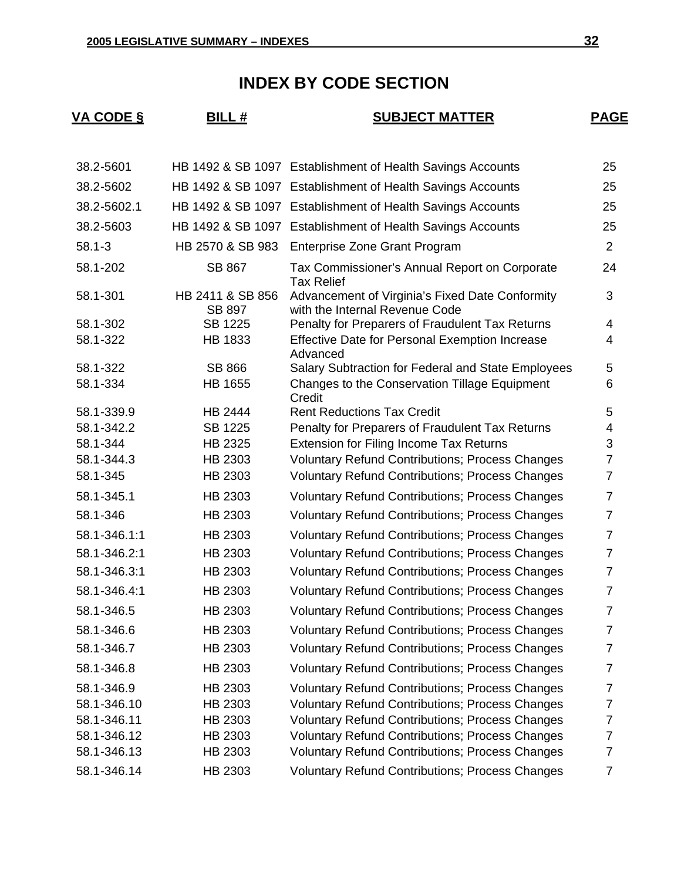# INDEX BY CODE SECTION

| VA CODE § | BILL # | SUBJECT MATTER | PAGE |
|---|---|---|---|
| 38.2-5601 | HB 1492 & SB 1097 | Establishment of Health Savings Accounts | 25 |
| 38.2-5602 | HB 1492 & SB 1097 | Establishment of Health Savings Accounts | 25 |
| 38.2-5602.1 | HB 1492 & SB 1097 | Establishment of Health Savings Accounts | 25 |
| 38.2-5603 | HB 1492 & SB 1097 | Establishment of Health Savings Accounts | 25 |
| 58.1-3 | HB 2570 & SB 983 | Enterprise Zone Grant Program | 2 |
| 58.1-202 | SB 867 | Tax Commissioner's Annual Report on Corporate Tax Relief | 24 |
| 58.1-301 | HB 2411 & SB 856 SB 897 | Advancement of Virginia's Fixed Date Conformity with the Internal Revenue Code | 3 |
| 58.1-302 | SB 1225 | Penalty for Preparers of Fraudulent Tax Returns | 4 |
| 58.1-322 | HB 1833 | Effective Date for Personal Exemption Increase Advanced | 4 |
| 58.1-322 | SB 866 | Salary Subtraction for Federal and State Employees | 5 |
| 58.1-334 | HB 1655 | Changes to the Conservation Tillage Equipment Credit | 6 |
| 58.1-339.9 | HB 2444 | Rent Reductions Tax Credit | 5 |
| 58.1-342.2 | SB 1225 | Penalty for Preparers of Fraudulent Tax Returns | 4 |
| 58.1-344 | HB 2325 | Extension for Filing Income Tax Returns | 3 |
| 58.1-344.3 | HB 2303 | Voluntary Refund Contributions; Process Changes | 7 |
| 58.1-345 | HB 2303 | Voluntary Refund Contributions; Process Changes | 7 |
| 58.1-345.1 | HB 2303 | Voluntary Refund Contributions; Process Changes | 7 |
| 58.1-346 | HB 2303 | Voluntary Refund Contributions; Process Changes | 7 |
| 58.1-346.1:1 | HB 2303 | Voluntary Refund Contributions; Process Changes | 7 |
| 58.1-346.2:1 | HB 2303 | Voluntary Refund Contributions; Process Changes | 7 |
| 58.1-346.3:1 | HB 2303 | Voluntary Refund Contributions; Process Changes | 7 |
| 58.1-346.4:1 | HB 2303 | Voluntary Refund Contributions; Process Changes | 7 |
| 58.1-346.5 | HB 2303 | Voluntary Refund Contributions; Process Changes | 7 |
| 58.1-346.6 | HB 2303 | Voluntary Refund Contributions; Process Changes | 7 |
| 58.1-346.7 | HB 2303 | Voluntary Refund Contributions; Process Changes | 7 |
| 58.1-346.8 | HB 2303 | Voluntary Refund Contributions; Process Changes | 7 |
| 58.1-346.9 | HB 2303 | Voluntary Refund Contributions; Process Changes | 7 |
| 58.1-346.10 | HB 2303 | Voluntary Refund Contributions; Process Changes | 7 |
| 58.1-346.11 | HB 2303 | Voluntary Refund Contributions; Process Changes | 7 |
| 58.1-346.12 | HB 2303 | Voluntary Refund Contributions; Process Changes | 7 |
| 58.1-346.13 | HB 2303 | Voluntary Refund Contributions; Process Changes | 7 |
| 58.1-346.14 | HB 2303 | Voluntary Refund Contributions; Process Changes | 7 |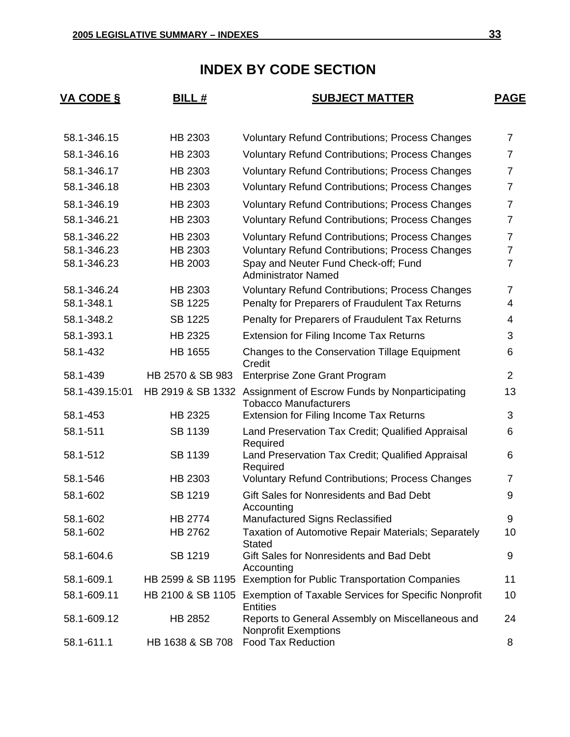# INDEX BY CODE SECTION

| VA CODE § | BILL # | SUBJECT MATTER | PAGE |
|---|---|---|---|
| 58.1-346.15 | HB 2303 | Voluntary Refund Contributions; Process Changes | 7 |
| 58.1-346.16 | HB 2303 | Voluntary Refund Contributions; Process Changes | 7 |
| 58.1-346.17 | HB 2303 | Voluntary Refund Contributions; Process Changes | 7 |
| 58.1-346.18 | HB 2303 | Voluntary Refund Contributions; Process Changes | 7 |
| 58.1-346.19 | HB 2303 | Voluntary Refund Contributions; Process Changes | 7 |
| 58.1-346.21 | HB 2303 | Voluntary Refund Contributions; Process Changes | 7 |
| 58.1-346.22 | HB 2303 | Voluntary Refund Contributions; Process Changes | 7 |
| 58.1-346.23 | HB 2303 | Voluntary Refund Contributions; Process Changes | 7 |
| 58.1-346.23 | HB 2003 | Spay and Neuter Fund Check-off; Fund Administrator Named | 7 |
| 58.1-346.24 | HB 2303 | Voluntary Refund Contributions; Process Changes | 7 |
| 58.1-348.1 | SB 1225 | Penalty for Preparers of Fraudulent Tax Returns | 4 |
| 58.1-348.2 | SB 1225 | Penalty for Preparers of Fraudulent Tax Returns | 4 |
| 58.1-393.1 | HB 2325 | Extension for Filing Income Tax Returns | 3 |
| 58.1-432 | HB 1655 | Changes to the Conservation Tillage Equipment Credit | 6 |
| 58.1-439 | HB 2570 & SB 983 | Enterprise Zone Grant Program | 2 |
| 58.1-439.15:01 | HB 2919 & SB 1332 | Assignment of Escrow Funds by Nonparticipating Tobacco Manufacturers | 13 |
| 58.1-453 | HB 2325 | Extension for Filing Income Tax Returns | 3 |
| 58.1-511 | SB 1139 | Land Preservation Tax Credit; Qualified Appraisal Required | 6 |
| 58.1-512 | SB 1139 | Land Preservation Tax Credit; Qualified Appraisal Required | 6 |
| 58.1-546 | HB 2303 | Voluntary Refund Contributions; Process Changes | 7 |
| 58.1-602 | SB 1219 | Gift Sales for Nonresidents and Bad Debt Accounting | 9 |
| 58.1-602 | HB 2774 | Manufactured Signs Reclassified | 9 |
| 58.1-602 | HB 2762 | Taxation of Automotive Repair Materials; Separately Stated | 10 |
| 58.1-604.6 | SB 1219 | Gift Sales for Nonresidents and Bad Debt Accounting | 9 |
| 58.1-609.1 | HB 2599 & SB 1195 | Exemption for Public Transportation Companies | 11 |
| 58.1-609.11 | HB 2100 & SB 1105 | Exemption of Taxable Services for Specific Nonprofit Entities | 10 |
| 58.1-609.12 | HB 2852 | Reports to General Assembly on Miscellaneous and Nonprofit Exemptions | 24 |
| 58.1-611.1 | HB 1638 & SB 708 | Food Tax Reduction | 8 |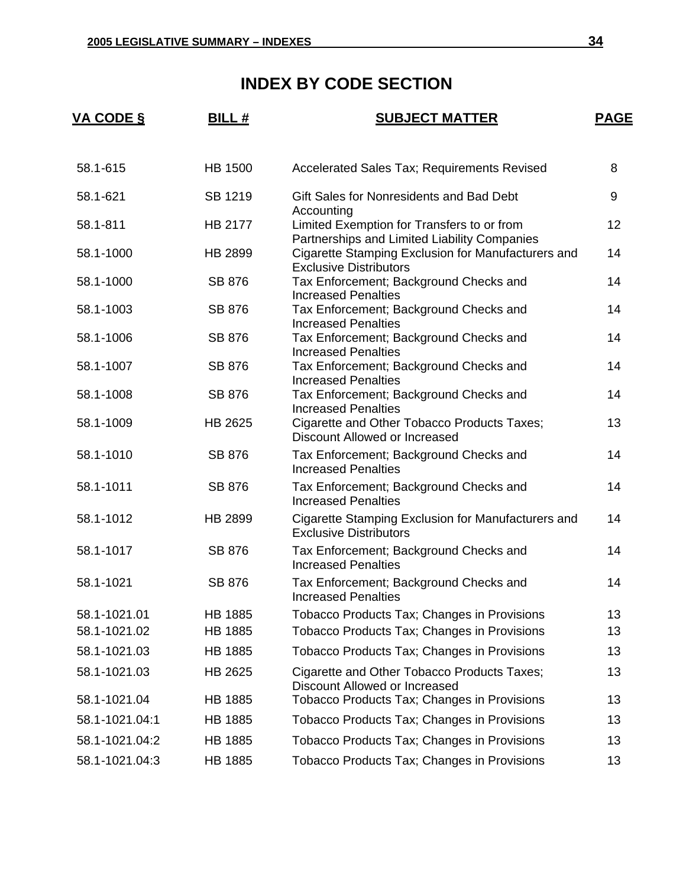# INDEX BY CODE SECTION

| VA CODE § | BILL # | SUBJECT MATTER | PAGE |
|---|---|---|---|
| 58.1-615 | HB 1500 | Accelerated Sales Tax; Requirements Revised | 8 |
| 58.1-621 | SB 1219 | Gift Sales for Nonresidents and Bad Debt Accounting | 9 |
| 58.1-811 | HB 2177 | Limited Exemption for Transfers to or from Partnerships and Limited Liability Companies | 12 |
| 58.1-1000 | HB 2899 | Cigarette Stamping Exclusion for Manufacturers and Exclusive Distributors | 14 |
| 58.1-1000 | SB 876 | Tax Enforcement; Background Checks and Increased Penalties | 14 |
| 58.1-1003 | SB 876 | Tax Enforcement; Background Checks and Increased Penalties | 14 |
| 58.1-1006 | SB 876 | Tax Enforcement; Background Checks and Increased Penalties | 14 |
| 58.1-1007 | SB 876 | Tax Enforcement; Background Checks and Increased Penalties | 14 |
| 58.1-1008 | SB 876 | Tax Enforcement; Background Checks and Increased Penalties | 14 |
| 58.1-1009 | HB 2625 | Cigarette and Other Tobacco Products Taxes; Discount Allowed or Increased | 13 |
| 58.1-1010 | SB 876 | Tax Enforcement; Background Checks and Increased Penalties | 14 |
| 58.1-1011 | SB 876 | Tax Enforcement; Background Checks and Increased Penalties | 14 |
| 58.1-1012 | HB 2899 | Cigarette Stamping Exclusion for Manufacturers and Exclusive Distributors | 14 |
| 58.1-1017 | SB 876 | Tax Enforcement; Background Checks and Increased Penalties | 14 |
| 58.1-1021 | SB 876 | Tax Enforcement; Background Checks and Increased Penalties | 14 |
| 58.1-1021.01 | HB 1885 | Tobacco Products Tax; Changes in Provisions | 13 |
| 58.1-1021.02 | HB 1885 | Tobacco Products Tax; Changes in Provisions | 13 |
| 58.1-1021.03 | HB 1885 | Tobacco Products Tax; Changes in Provisions | 13 |
| 58.1-1021.03 | HB 2625 | Cigarette and Other Tobacco Products Taxes; Discount Allowed or Increased | 13 |
| 58.1-1021.04 | HB 1885 | Tobacco Products Tax; Changes in Provisions | 13 |
| 58.1-1021.04:1 | HB 1885 | Tobacco Products Tax; Changes in Provisions | 13 |
| 58.1-1021.04:2 | HB 1885 | Tobacco Products Tax; Changes in Provisions | 13 |
| 58.1-1021.04:3 | HB 1885 | Tobacco Products Tax; Changes in Provisions | 13 |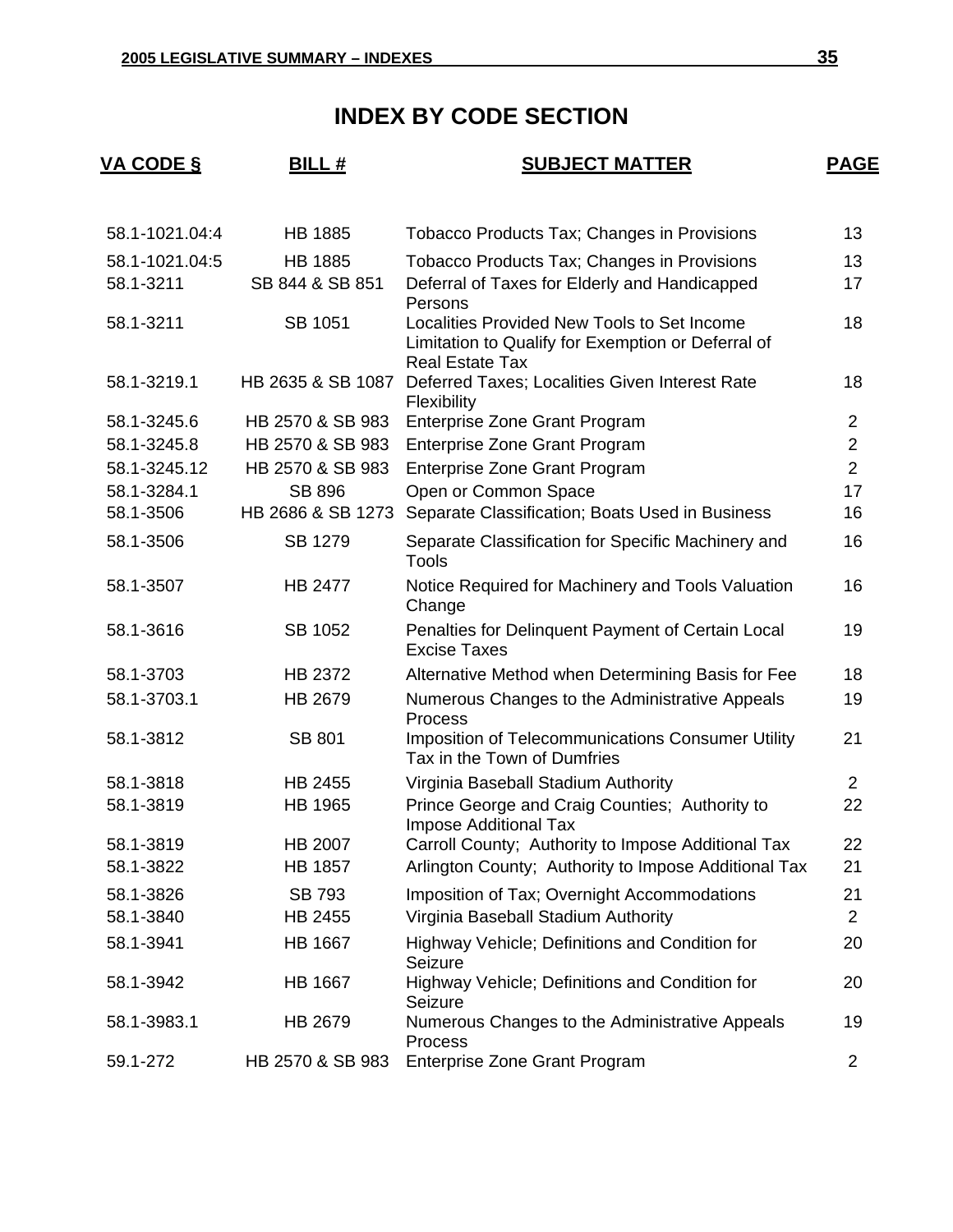# INDEX BY CODE SECTION

| VA CODE § | BILL # | SUBJECT MATTER | PAGE |
|---|---|---|---|
| 58.1-1021.04:4 | HB 1885 | Tobacco Products Tax; Changes in Provisions | 13 |
| 58.1-1021.04:5 | HB 1885 | Tobacco Products Tax; Changes in Provisions | 13 |
| 58.1-3211 | SB 844 & SB 851 | Deferral of Taxes for Elderly and Handicapped Persons | 17 |
| 58.1-3211 | SB 1051 | Localities Provided New Tools to Set Income Limitation to Qualify for Exemption or Deferral of Real Estate Tax | 18 |
| 58.1-3219.1 | HB 2635 & SB 1087 | Deferred Taxes; Localities Given Interest Rate Flexibility | 18 |
| 58.1-3245.6 | HB 2570 & SB 983 | Enterprise Zone Grant Program | 2 |
| 58.1-3245.8 | HB 2570 & SB 983 | Enterprise Zone Grant Program | 2 |
| 58.1-3245.12 | HB 2570 & SB 983 | Enterprise Zone Grant Program | 2 |
| 58.1-3284.1 | SB 896 | Open or Common Space | 17 |
| 58.1-3506 | HB 2686 & SB 1273 | Separate Classification; Boats Used in Business | 16 |
| 58.1-3506 | SB 1279 | Separate Classification for Specific Machinery and Tools | 16 |
| 58.1-3507 | HB 2477 | Notice Required for Machinery and Tools Valuation Change | 16 |
| 58.1-3616 | SB 1052 | Penalties for Delinquent Payment of Certain Local Excise Taxes | 19 |
| 58.1-3703 | HB 2372 | Alternative Method when Determining Basis for Fee | 18 |
| 58.1-3703.1 | HB 2679 | Numerous Changes to the Administrative Appeals Process | 19 |
| 58.1-3812 | SB 801 | Imposition of Telecommunications Consumer Utility Tax in the Town of Dumfries | 21 |
| 58.1-3818 | HB 2455 | Virginia Baseball Stadium Authority | 2 |
| 58.1-3819 | HB 1965 | Prince George and Craig Counties; Authority to Impose Additional Tax | 22 |
| 58.1-3819 | HB 2007 | Carroll County; Authority to Impose Additional Tax | 22 |
| 58.1-3822 | HB 1857 | Arlington County; Authority to Impose Additional Tax | 21 |
| 58.1-3826 | SB 793 | Imposition of Tax; Overnight Accommodations | 21 |
| 58.1-3840 | HB 2455 | Virginia Baseball Stadium Authority | 2 |
| 58.1-3941 | HB 1667 | Highway Vehicle; Definitions and Condition for Seizure | 20 |
| 58.1-3942 | HB 1667 | Highway Vehicle; Definitions and Condition for Seizure | 20 |
| 58.1-3983.1 | HB 2679 | Numerous Changes to the Administrative Appeals Process | 19 |
| 59.1-272 | HB 2570 & SB 983 | Enterprise Zone Grant Program | 2 |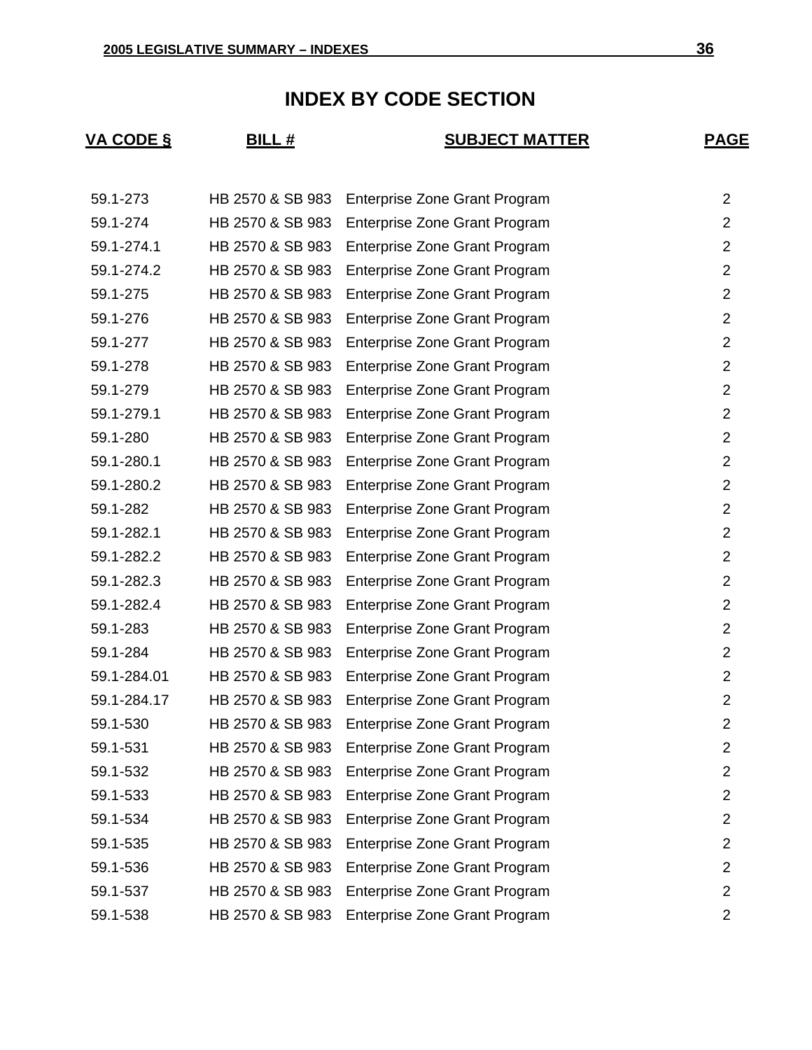# INDEX BY CODE SECTION

| VA CODE § | BILL # | SUBJECT MATTER | PAGE |
|---|---|---|---|
| 59.1-273 | HB 2570 & SB 983 | Enterprise Zone Grant Program | 2 |
| 59.1-274 | HB 2570 & SB 983 | Enterprise Zone Grant Program | 2 |
| 59.1-274.1 | HB 2570 & SB 983 | Enterprise Zone Grant Program | 2 |
| 59.1-274.2 | HB 2570 & SB 983 | Enterprise Zone Grant Program | 2 |
| 59.1-275 | HB 2570 & SB 983 | Enterprise Zone Grant Program | 2 |
| 59.1-276 | HB 2570 & SB 983 | Enterprise Zone Grant Program | 2 |
| 59.1-277 | HB 2570 & SB 983 | Enterprise Zone Grant Program | 2 |
| 59.1-278 | HB 2570 & SB 983 | Enterprise Zone Grant Program | 2 |
| 59.1-279 | HB 2570 & SB 983 | Enterprise Zone Grant Program | 2 |
| 59.1-279.1 | HB 2570 & SB 983 | Enterprise Zone Grant Program | 2 |
| 59.1-280 | HB 2570 & SB 983 | Enterprise Zone Grant Program | 2 |
| 59.1-280.1 | HB 2570 & SB 983 | Enterprise Zone Grant Program | 2 |
| 59.1-280.2 | HB 2570 & SB 983 | Enterprise Zone Grant Program | 2 |
| 59.1-282 | HB 2570 & SB 983 | Enterprise Zone Grant Program | 2 |
| 59.1-282.1 | HB 2570 & SB 983 | Enterprise Zone Grant Program | 2 |
| 59.1-282.2 | HB 2570 & SB 983 | Enterprise Zone Grant Program | 2 |
| 59.1-282.3 | HB 2570 & SB 983 | Enterprise Zone Grant Program | 2 |
| 59.1-282.4 | HB 2570 & SB 983 | Enterprise Zone Grant Program | 2 |
| 59.1-283 | HB 2570 & SB 983 | Enterprise Zone Grant Program | 2 |
| 59.1-284 | HB 2570 & SB 983 | Enterprise Zone Grant Program | 2 |
| 59.1-284.01 | HB 2570 & SB 983 | Enterprise Zone Grant Program | 2 |
| 59.1-284.17 | HB 2570 & SB 983 | Enterprise Zone Grant Program | 2 |
| 59.1-530 | HB 2570 & SB 983 | Enterprise Zone Grant Program | 2 |
| 59.1-531 | HB 2570 & SB 983 | Enterprise Zone Grant Program | 2 |
| 59.1-532 | HB 2570 & SB 983 | Enterprise Zone Grant Program | 2 |
| 59.1-533 | HB 2570 & SB 983 | Enterprise Zone Grant Program | 2 |
| 59.1-534 | HB 2570 & SB 983 | Enterprise Zone Grant Program | 2 |
| 59.1-535 | HB 2570 & SB 983 | Enterprise Zone Grant Program | 2 |
| 59.1-536 | HB 2570 & SB 983 | Enterprise Zone Grant Program | 2 |
| 59.1-537 | HB 2570 & SB 983 | Enterprise Zone Grant Program | 2 |
| 59.1-538 | HB 2570 & SB 983 | Enterprise Zone Grant Program | 2 |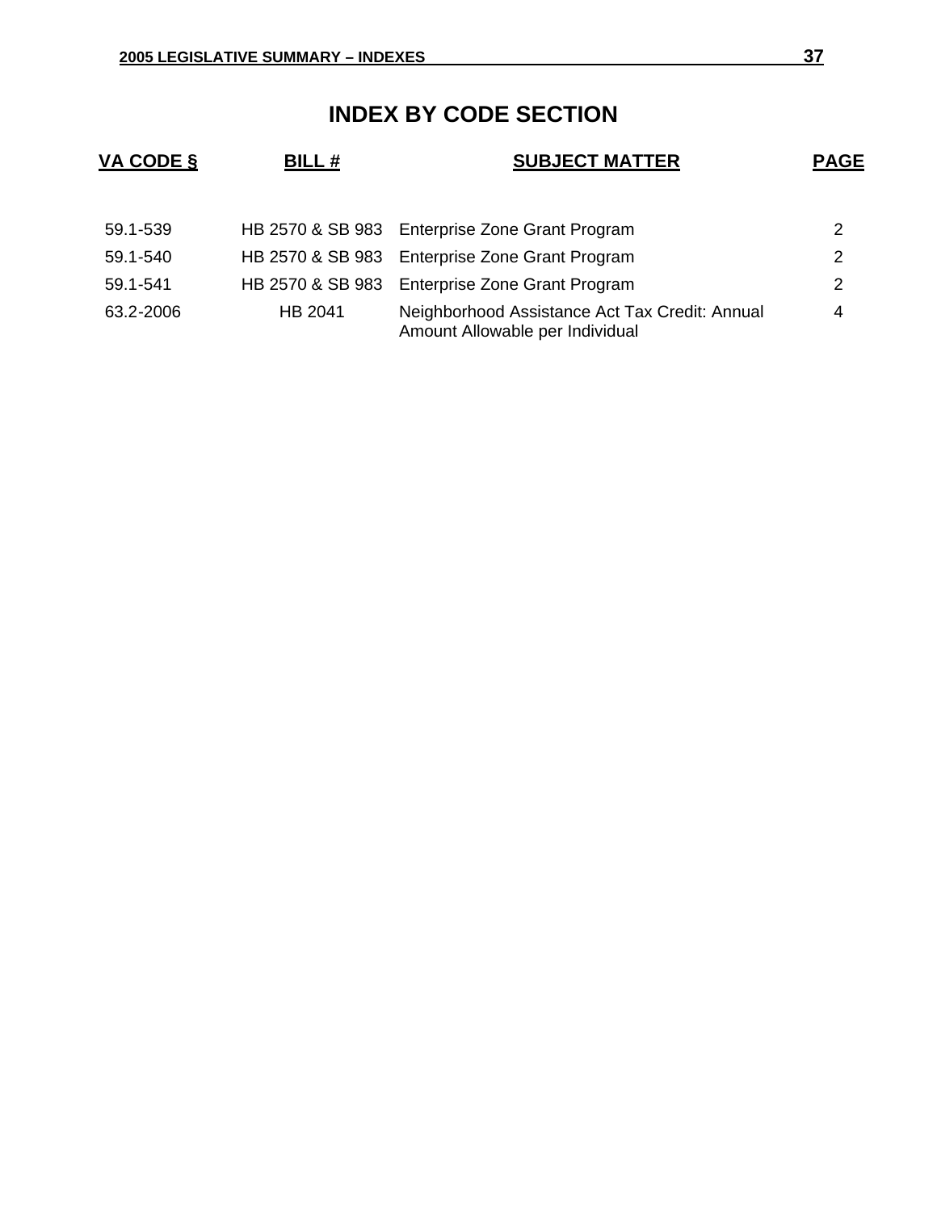# INDEX BY CODE SECTION

| VA CODE § | BILL # | SUBJECT MATTER | PAGE |
|---|---|---|---|
| 59.1-539 | HB 2570 & SB 983 | Enterprise Zone Grant Program | 2 |
| 59.1-540 | HB 2570 & SB 983 | Enterprise Zone Grant Program | 2 |
| 59.1-541 | HB 2570 & SB 983 | Enterprise Zone Grant Program | 2 |
| 63.2-2006 | HB 2041 | Neighborhood Assistance Act Tax Credit: Annual Amount Allowable per Individual | 4 |